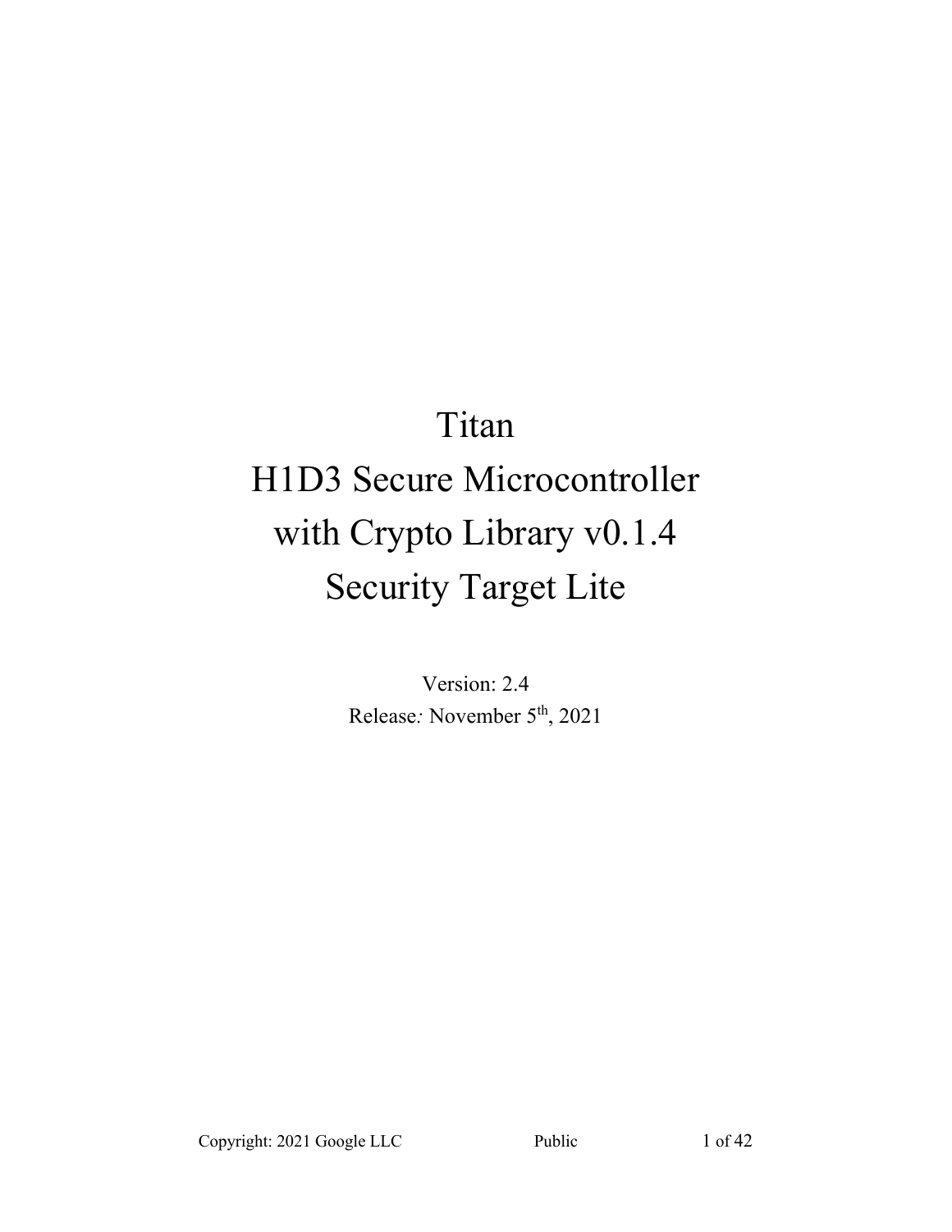# Titan
# H1D3 Secure Microcontroller
# with Crypto Library v0.1.4
# Security Target Lite

Version: 2.4

Release*:* November 5th, 2021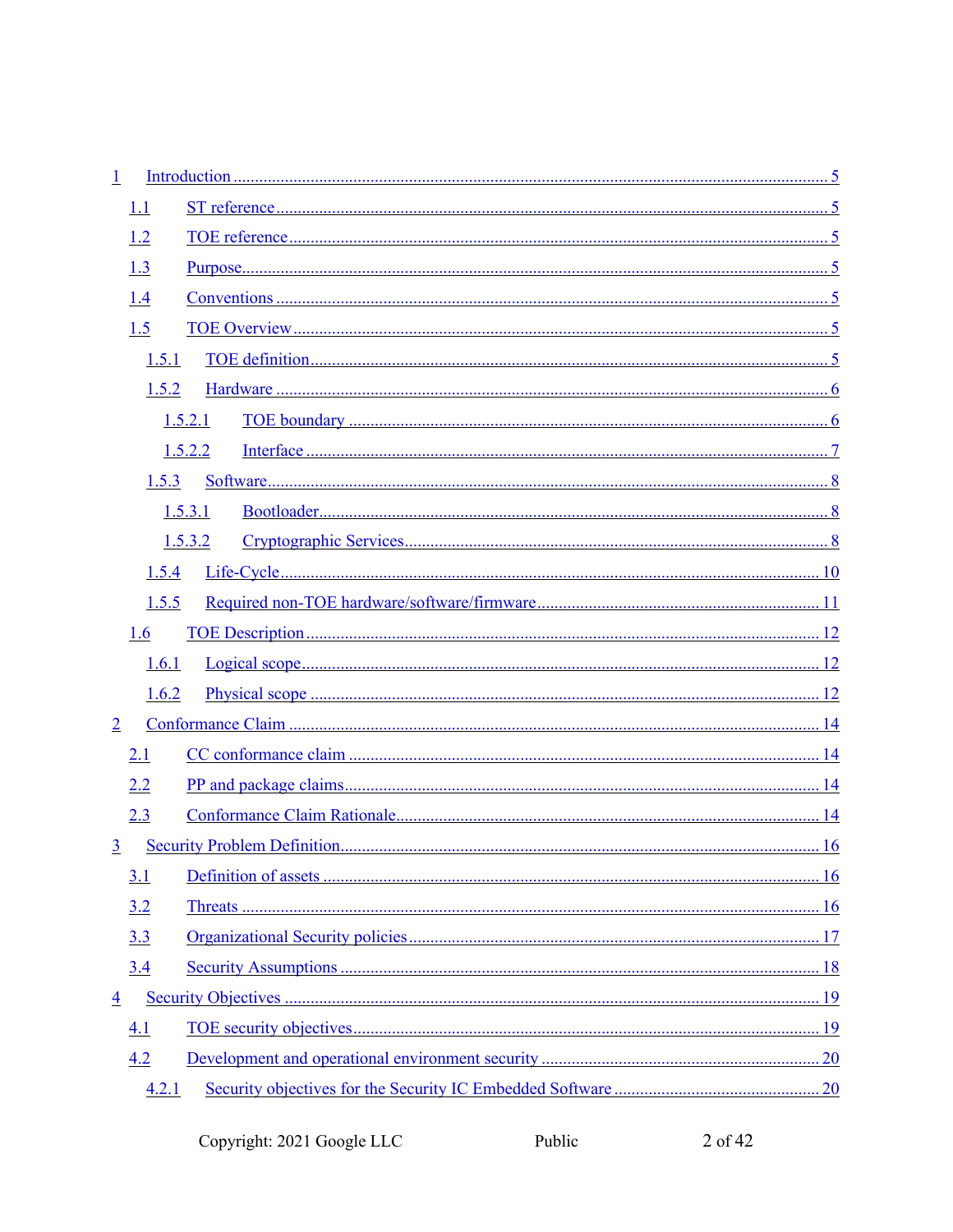1 Introduction ..... 5

1.1 ST reference ..... 5

1.2 TOE reference ..... 5

1.3 Purpose ..... 5

1.4 Conventions ..... 5

1.5 TOE Overview ..... 5

1.5.1 TOE definition ..... 5

1.5.2 Hardware ..... 6

1.5.2.1 TOE boundary ..... 6

1.5.2.2 Interface ..... 7

1.5.3 Software ..... 8

1.5.3.1 Bootloader ..... 8

1.5.3.2 Cryptographic Services ..... 8

1.5.4 Life-Cycle ..... 10

1.5.5 Required non-TOE hardware/software/firmware ..... 11

1.6 TOE Description ..... 12

1.6.1 Logical scope ..... 12

1.6.2 Physical scope ..... 12

2 Conformance Claim ..... 14

2.1 CC conformance claim ..... 14

2.2 PP and package claims ..... 14

2.3 Conformance Claim Rationale ..... 14

3 Security Problem Definition ..... 16

3.1 Definition of assets ..... 16

3.2 Threats ..... 16

3.3 Organizational Security policies ..... 17

3.4 Security Assumptions ..... 18

4 Security Objectives ..... 19

4.1 TOE security objectives ..... 19

4.2 Development and operational environment security ..... 20

4.2.1 Security objectives for the Security IC Embedded Software ..... 20

Copyright: 2021 Google LLC Public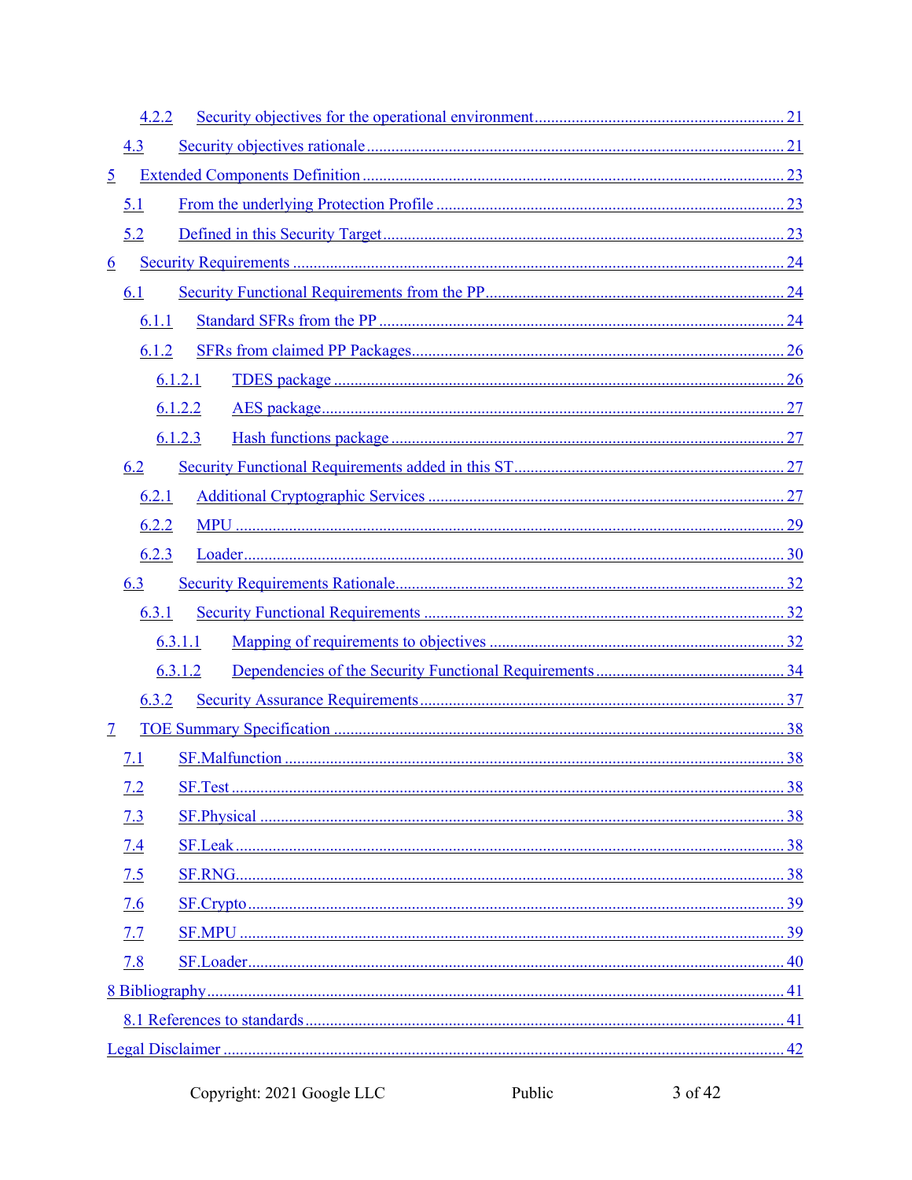- 4.2.2 Security objectives for the operational environment ........ 21
- 4.3 Security objectives rationale ........ 21
- 5 Extended Components Definition ........ 23
  - 5.1 From the underlying Protection Profile ........ 23
  - 5.2 Defined in this Security Target ........ 23
- 6 Security Requirements ........ 24
  - 6.1 Security Functional Requirements from the PP ........ 24
    - 6.1.1 Standard SFRs from the PP ........ 24
    - 6.1.2 SFRs from claimed PP Packages ........ 26
      - 6.1.2.1 TDES package ........ 26
      - 6.1.2.2 AES package ........ 27
      - 6.1.2.3 Hash functions package ........ 27
  - 6.2 Security Functional Requirements added in this ST ........ 27
    - 6.2.1 Additional Cryptographic Services ........ 27
    - 6.2.2 MPU ........ 29
    - 6.2.3 Loader ........ 30
  - 6.3 Security Requirements Rationale ........ 32
    - 6.3.1 Security Functional Requirements ........ 32
      - 6.3.1.1 Mapping of requirements to objectives ........ 32
      - 6.3.1.2 Dependencies of the Security Functional Requirements ........ 34
    - 6.3.2 Security Assurance Requirements ........ 37
- 7 TOE Summary Specification ........ 38
  - 7.1 SF.Malfunction ........ 38
  - 7.2 SF.Test ........ 38
  - 7.3 SF.Physical ........ 38
  - 7.4 SF.Leak ........ 38
  - 7.5 SF.RNG ........ 38
  - 7.6 SF.Crypto ........ 39
  - 7.7 SF.MPU ........ 39
  - 7.8 SF.Loader ........ 40
- 8 Bibliography ........ 41
  - 8.1 References to standards ........ 41
- Legal Disclaimer ........ 42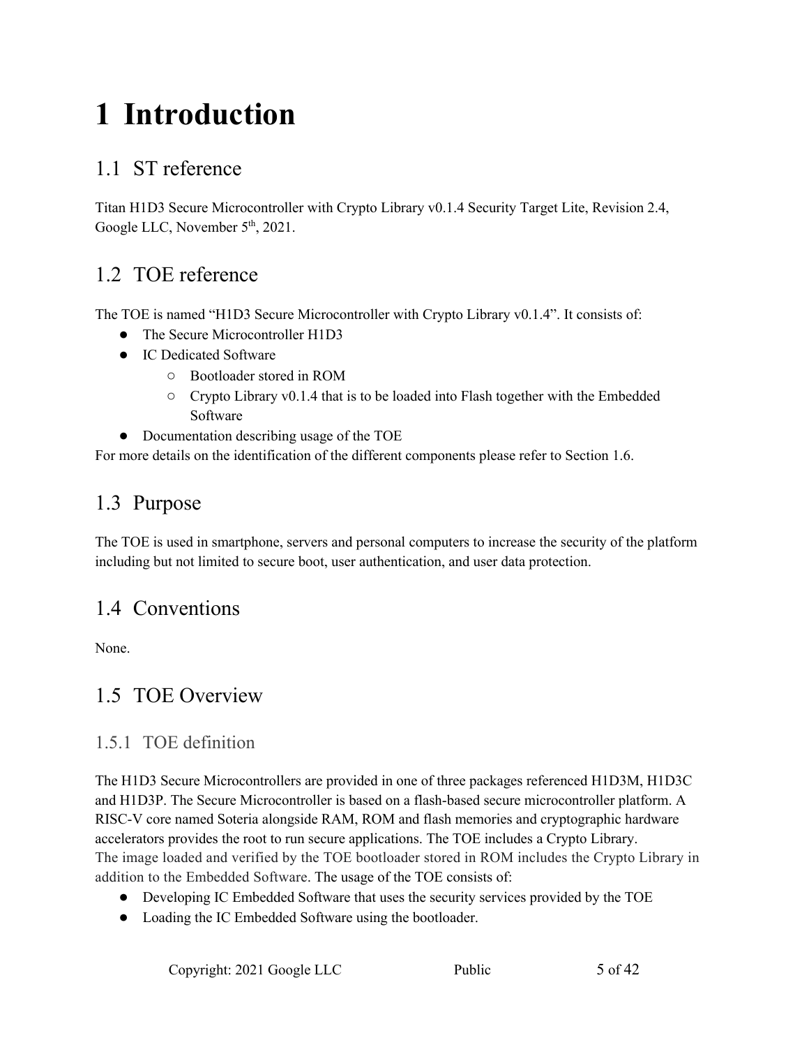# 1 Introduction

## 1.1 ST reference

Titan H1D3 Secure Microcontroller with Crypto Library v0.1.4 Security Target Lite, Revision 2.4, Google LLC, November 5th, 2021.

## 1.2 TOE reference

The TOE is named "H1D3 Secure Microcontroller with Crypto Library v0.1.4". It consists of:

- The Secure Microcontroller H1D3
- IC Dedicated Software
  - Bootloader stored in ROM
  - Crypto Library v0.1.4 that is to be loaded into Flash together with the Embedded Software
- Documentation describing usage of the TOE

For more details on the identification of the different components please refer to Section 1.6.

## 1.3 Purpose

The TOE is used in smartphone, servers and personal computers to increase the security of the platform including but not limited to secure boot, user authentication, and user data protection.

## 1.4 Conventions

None.

## 1.5 TOE Overview

### 1.5.1 TOE definition

The H1D3 Secure Microcontrollers are provided in one of three packages referenced H1D3M, H1D3C and H1D3P. The Secure Microcontroller is based on a flash-based secure microcontroller platform. A RISC-V core named Soteria alongside RAM, ROM and flash memories and cryptographic hardware accelerators provides the root to run secure applications. The TOE includes a Crypto Library. The image loaded and verified by the TOE bootloader stored in ROM includes the Crypto Library in addition to the Embedded Software. The usage of the TOE consists of:

- Developing IC Embedded Software that uses the security services provided by the TOE
- Loading the IC Embedded Software using the bootloader.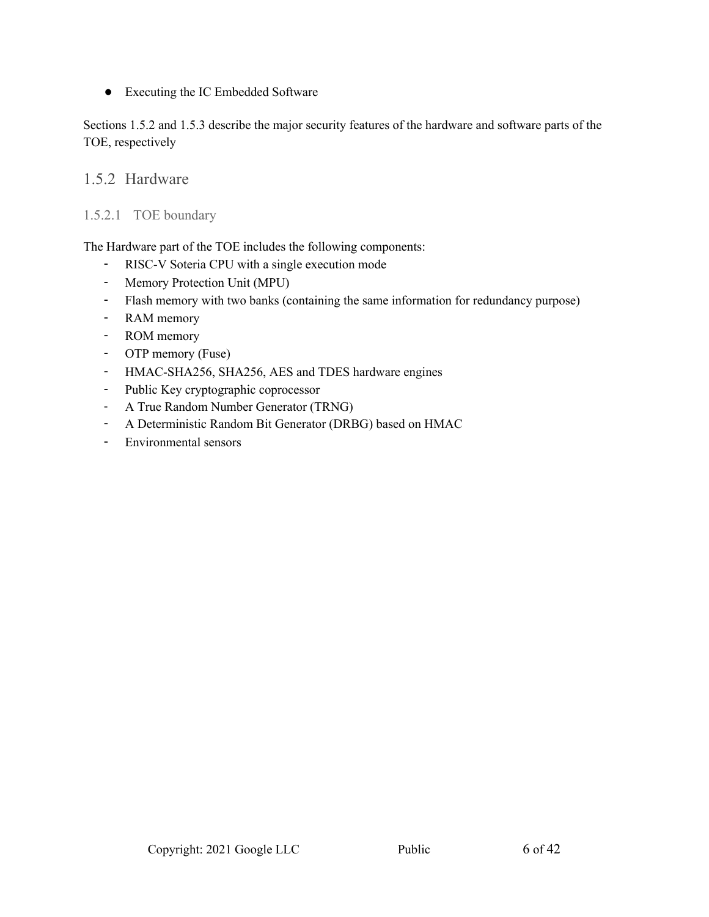- Executing the IC Embedded Software

Sections 1.5.2 and 1.5.3 describe the major security features of the hardware and software parts of the TOE, respectively

## 1.5.2 Hardware

### 1.5.2.1 TOE boundary

The Hardware part of the TOE includes the following components:

- RISC-V Soteria CPU with a single execution mode
- Memory Protection Unit (MPU)
- Flash memory with two banks (containing the same information for redundancy purpose)
- RAM memory
- ROM memory
- OTP memory (Fuse)
- HMAC-SHA256, SHA256, AES and TDES hardware engines
- Public Key cryptographic coprocessor
- A True Random Number Generator (TRNG)
- A Deterministic Random Bit Generator (DRBG) based on HMAC
- Environmental sensors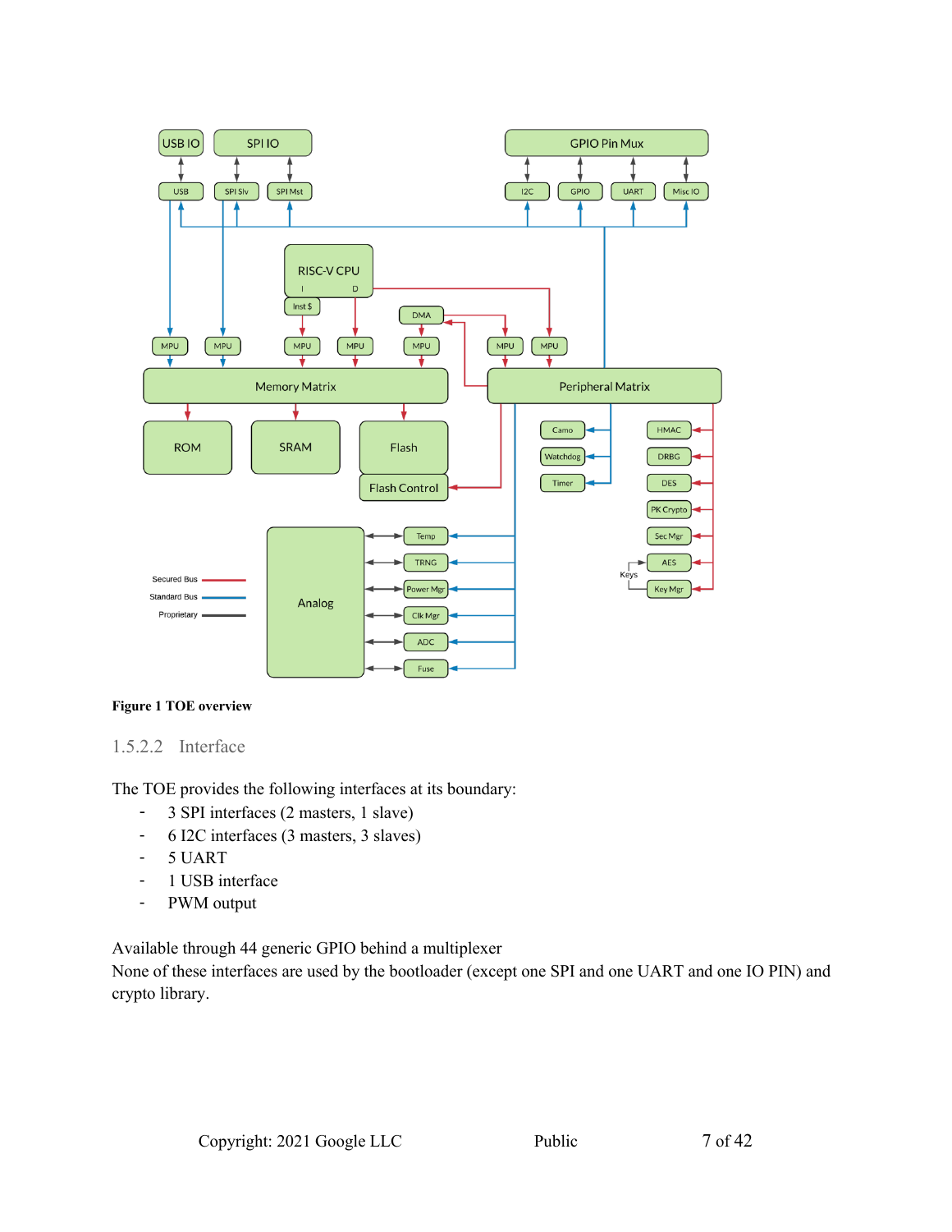**Figure 1 TOE overview**

### 1.5.2.2 Interface

The TOE provides the following interfaces at its boundary:

- 3 SPI interfaces (2 masters, 1 slave)
- 6 I2C interfaces (3 masters, 3 slaves)
- 5 UART
- 1 USB interface
- PWM output

Available through 44 generic GPIO behind a multiplexer
None of these interfaces are used by the bootloader (except one SPI and one UART and one IO PIN) and crypto library.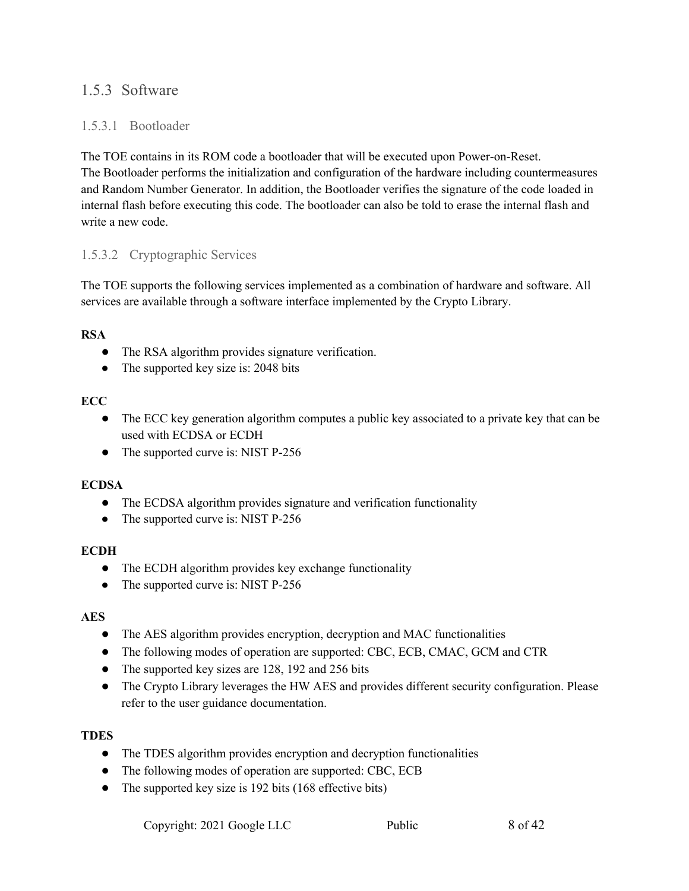### 1.5.3 Software

#### 1.5.3.1 Bootloader

The TOE contains in its ROM code a bootloader that will be executed upon Power-on-Reset.
The Bootloader performs the initialization and configuration of the hardware including countermeasures and Random Number Generator. In addition, the Bootloader verifies the signature of the code loaded in internal flash before executing this code. The bootloader can also be told to erase the internal flash and write a new code.

#### 1.5.3.2 Cryptographic Services

The TOE supports the following services implemented as a combination of hardware and software. All services are available through a software interface implemented by the Crypto Library.

**RSA**

- The RSA algorithm provides signature verification.
- The supported key size is: 2048 bits

**ECC**

- The ECC key generation algorithm computes a public key associated to a private key that can be used with ECDSA or ECDH
- The supported curve is: NIST P-256

**ECDSA**

- The ECDSA algorithm provides signature and verification functionality
- The supported curve is: NIST P-256

**ECDH**

- The ECDH algorithm provides key exchange functionality
- The supported curve is: NIST P-256

**AES**

- The AES algorithm provides encryption, decryption and MAC functionalities
- The following modes of operation are supported: CBC, ECB, CMAC, GCM and CTR
- The supported key sizes are 128, 192 and 256 bits
- The Crypto Library leverages the HW AES and provides different security configuration. Please refer to the user guidance documentation.

**TDES**

- The TDES algorithm provides encryption and decryption functionalities
- The following modes of operation are supported: CBC, ECB
- The supported key size is 192 bits (168 effective bits)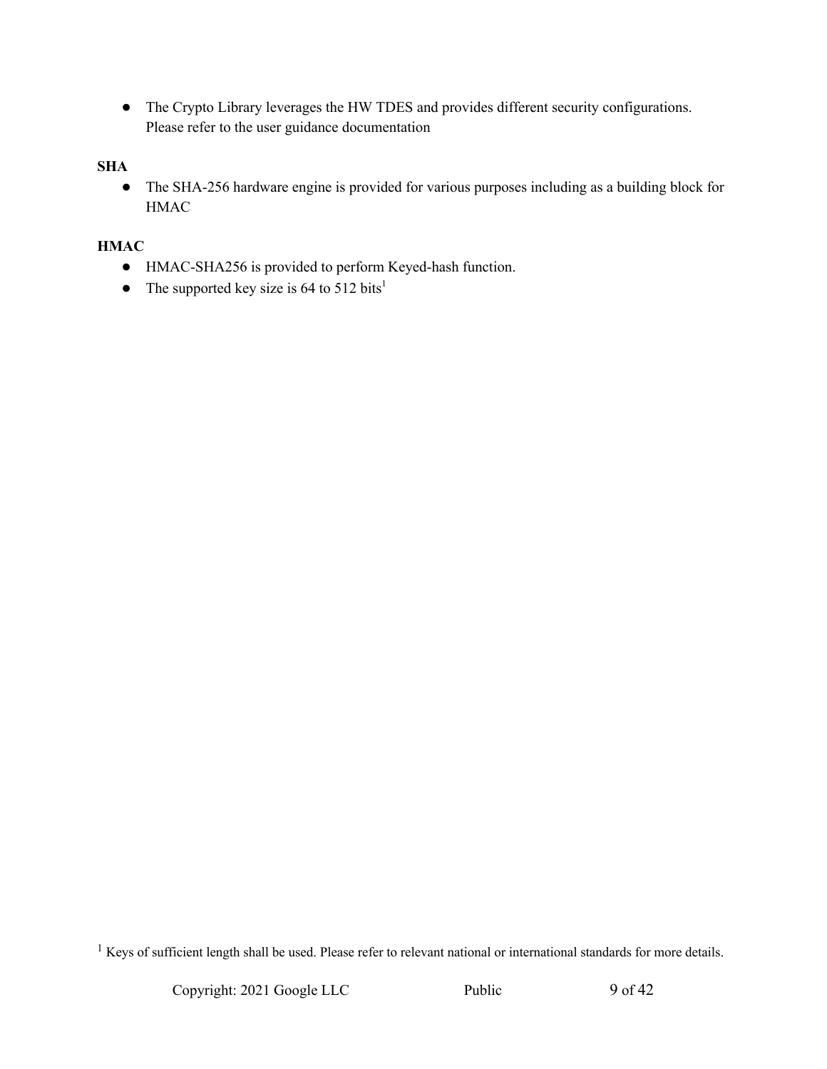- The Crypto Library leverages the HW TDES and provides different security configurations. Please refer to the user guidance documentation

**SHA**

- The SHA-256 hardware engine is provided for various purposes including as a building block for HMAC

**HMAC**

- HMAC-SHA256 is provided to perform Keyed-hash function.
- The supported key size is 64 to 512 bits[1]

[1] Keys of sufficient length shall be used. Please refer to relevant national or international standards for more details.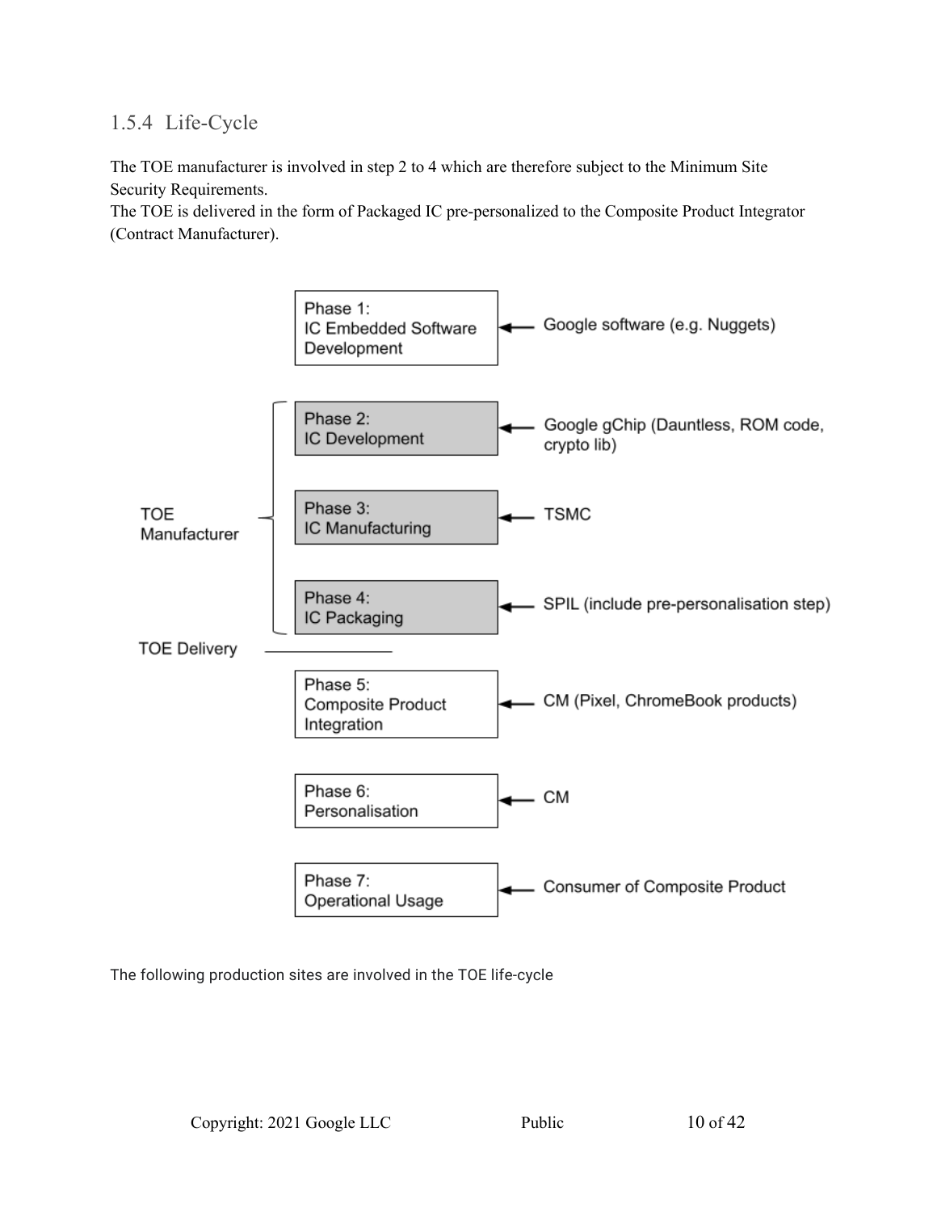### 1.5.4 Life-Cycle

The TOE manufacturer is involved in step 2 to 4 which are therefore subject to the Minimum Site Security Requirements.
The TOE is delivered in the form of Packaged IC pre-personalized to the Composite Product Integrator (Contract Manufacturer).

| Phase | Actor |
| --- | --- |
| Phase 1: IC Embedded Software Development | Google software (e.g. Nuggets) |
| Phase 2: IC Development (TOE Manufacturer) | Google gChip (Dauntless, ROM code, crypto lib) |
| Phase 3: IC Manufacturing (TOE Manufacturer) | TSMC |
| Phase 4: IC Packaging (TOE Manufacturer) | SPIL (include pre-personalisation step) |
| **TOE Delivery** | |
| Phase 5: Composite Product Integration | CM (Pixel, ChromeBook products) |
| Phase 6: Personalisation | CM |
| Phase 7: Operational Usage | Consumer of Composite Product |

The following production sites are involved in the TOE life-cycle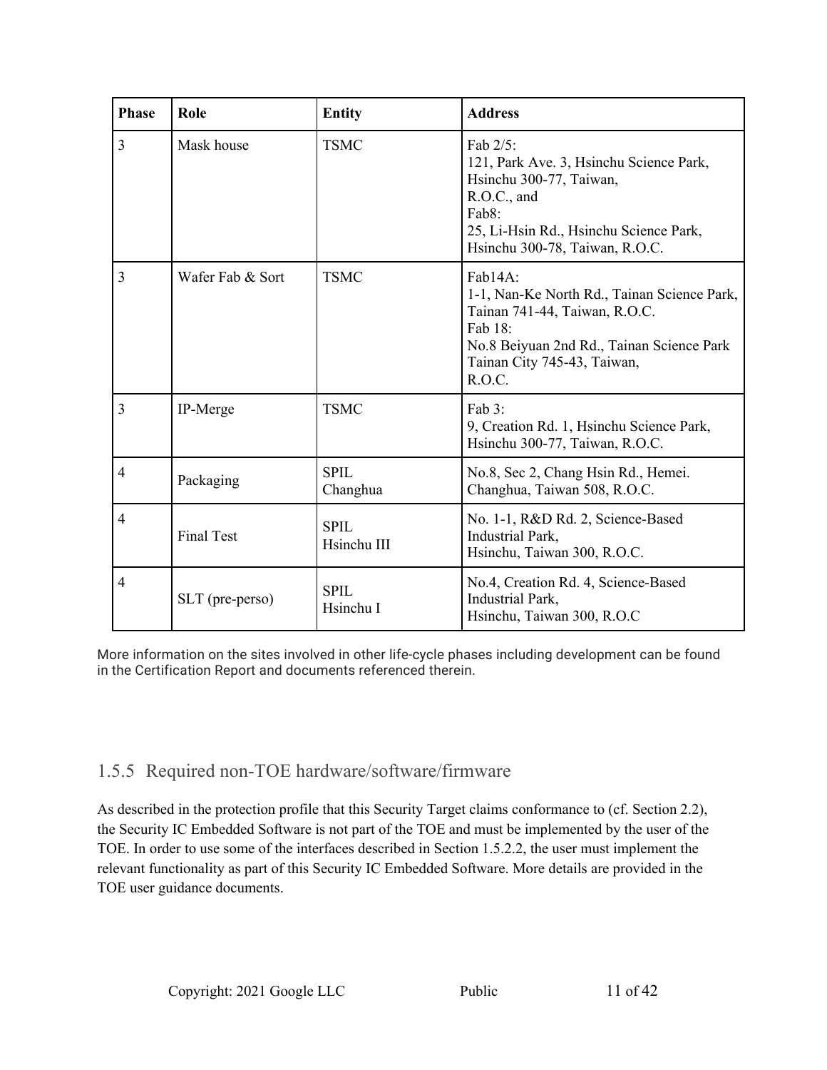| Phase | Role | Entity | Address |
|---|---|---|---|
| 3 | Mask house | TSMC | Fab 2/5:<br>121, Park Ave. 3, Hsinchu Science Park, Hsinchu 300-77, Taiwan, R.O.C., and<br>Fab8:<br>25, Li-Hsin Rd., Hsinchu Science Park, Hsinchu 300-78, Taiwan, R.O.C. |
| 3 | Wafer Fab & Sort | TSMC | Fab14A:<br>1-1, Nan-Ke North Rd., Tainan Science Park, Tainan 741-44, Taiwan, R.O.C.<br>Fab 18:<br>No.8 Beiyuan 2nd Rd., Tainan Science Park Tainan City 745-43, Taiwan, R.O.C. |
| 3 | IP-Merge | TSMC | Fab 3:<br>9, Creation Rd. 1, Hsinchu Science Park, Hsinchu 300-77, Taiwan, R.O.C. |
| 4 | Packaging | SPIL Changhua | No.8, Sec 2, Chang Hsin Rd., Hemei. Changhua, Taiwan 508, R.O.C. |
| 4 | Final Test | SPIL Hsinchu III | No. 1-1, R&D Rd. 2, Science-Based Industrial Park, Hsinchu, Taiwan 300, R.O.C. |
| 4 | SLT (pre-perso) | SPIL Hsinchu I | No.4, Creation Rd. 4, Science-Based Industrial Park, Hsinchu, Taiwan 300, R.O.C |

More information on the sites involved in other life-cycle phases including development can be found in the Certification Report and documents referenced therein.

### 1.5.5 Required non-TOE hardware/software/firmware

As described in the protection profile that this Security Target claims conformance to (cf. Section 2.2), the Security IC Embedded Software is not part of the TOE and must be implemented by the user of the TOE. In order to use some of the interfaces described in Section 1.5.2.2, the user must implement the relevant functionality as part of this Security IC Embedded Software. More details are provided in the TOE user guidance documents.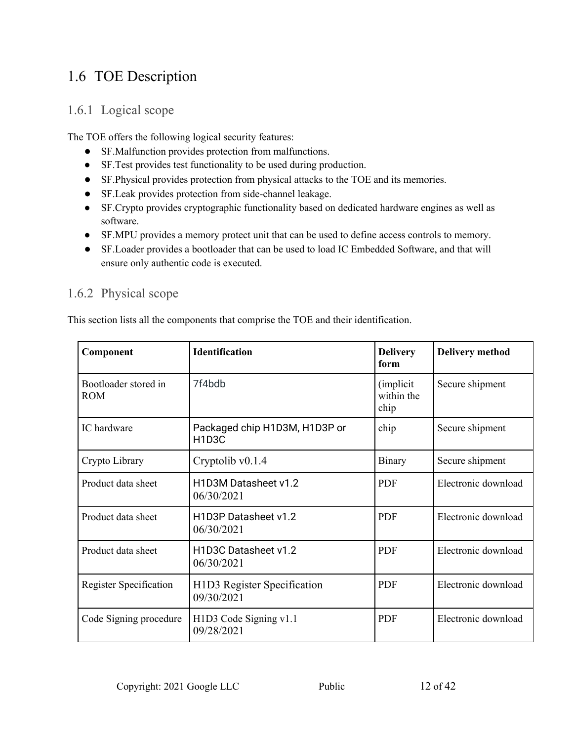## 1.6 TOE Description

### 1.6.1 Logical scope

The TOE offers the following logical security features:

- SF.Malfunction provides protection from malfunctions.
- SF.Test provides test functionality to be used during production.
- SF.Physical provides protection from physical attacks to the TOE and its memories.
- SF.Leak provides protection from side-channel leakage.
- SF.Crypto provides cryptographic functionality based on dedicated hardware engines as well as software.
- SF.MPU provides a memory protect unit that can be used to define access controls to memory.
- SF.Loader provides a bootloader that can be used to load IC Embedded Software, and that will ensure only authentic code is executed.

### 1.6.2 Physical scope

This section lists all the components that comprise the TOE and their identification.

| Component | Identification | Delivery form | Delivery method |
|---|---|---|---|
| Bootloader stored in ROM | 7f4bdb | (implicit within the chip | Secure shipment |
| IC hardware | Packaged chip H1D3M, H1D3P or H1D3C | chip | Secure shipment |
| Crypto Library | Cryptolib v0.1.4 | Binary | Secure shipment |
| Product data sheet | H1D3M Datasheet v1.2 06/30/2021 | PDF | Electronic download |
| Product data sheet | H1D3P Datasheet v1.2 06/30/2021 | PDF | Electronic download |
| Product data sheet | H1D3C Datasheet v1.2 06/30/2021 | PDF | Electronic download |
| Register Specification | H1D3 Register Specification 09/30/2021 | PDF | Electronic download |
| Code Signing procedure | H1D3 Code Signing v1.1 09/28/2021 | PDF | Electronic download |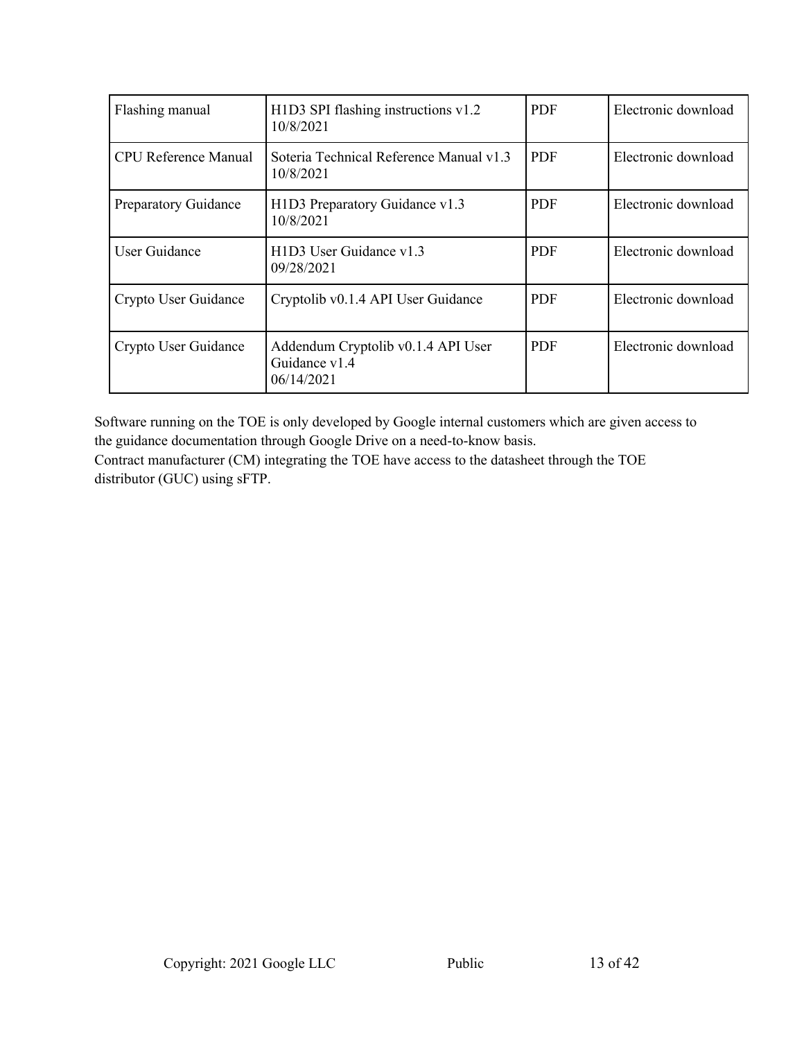| Flashing manual | H1D3 SPI flashing instructions v1.2 10/8/2021 | PDF | Electronic download |
|---|---|---|---|
| CPU Reference Manual | Soteria Technical Reference Manual v1.3 10/8/2021 | PDF | Electronic download |
| Preparatory Guidance | H1D3 Preparatory Guidance v1.3 10/8/2021 | PDF | Electronic download |
| User Guidance | H1D3 User Guidance v1.3 09/28/2021 | PDF | Electronic download |
| Crypto User Guidance | Cryptolib v0.1.4 API User Guidance | PDF | Electronic download |
| Crypto User Guidance | Addendum Cryptolib v0.1.4 API User Guidance v1.4 06/14/2021 | PDF | Electronic download |

Software running on the TOE is only developed by Google internal customers which are given access to the guidance documentation through Google Drive on a need-to-know basis.
Contract manufacturer (CM) integrating the TOE have access to the datasheet through the TOE distributor (GUC) using sFTP.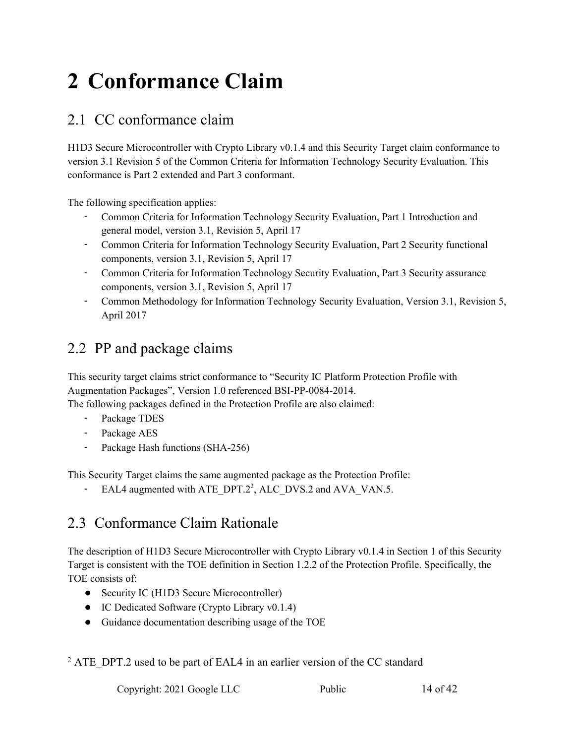# 2 Conformance Claim

## 2.1 CC conformance claim

H1D3 Secure Microcontroller with Crypto Library v0.1.4 and this Security Target claim conformance to version 3.1 Revision 5 of the Common Criteria for Information Technology Security Evaluation. This conformance is Part 2 extended and Part 3 conformant.

The following specification applies:

- Common Criteria for Information Technology Security Evaluation, Part 1 Introduction and general model, version 3.1, Revision 5, April 17
- Common Criteria for Information Technology Security Evaluation, Part 2 Security functional components, version 3.1, Revision 5, April 17
- Common Criteria for Information Technology Security Evaluation, Part 3 Security assurance components, version 3.1, Revision 5, April 17
- Common Methodology for Information Technology Security Evaluation, Version 3.1, Revision 5, April 2017

## 2.2 PP and package claims

This security target claims strict conformance to "Security IC Platform Protection Profile with Augmentation Packages", Version 1.0 referenced BSI-PP-0084-2014.
The following packages defined in the Protection Profile are also claimed:

- Package TDES
- Package AES
- Package Hash functions (SHA-256)

This Security Target claims the same augmented package as the Protection Profile:

- EAL4 augmented with ATE_DPT.2[2], ALC_DVS.2 and AVA_VAN.5.

## 2.3 Conformance Claim Rationale

The description of H1D3 Secure Microcontroller with Crypto Library v0.1.4 in Section 1 of this Security Target is consistent with the TOE definition in Section 1.2.2 of the Protection Profile. Specifically, the TOE consists of:

- Security IC (H1D3 Secure Microcontroller)
- IC Dedicated Software (Crypto Library v0.1.4)
- Guidance documentation describing usage of the TOE

[2] ATE_DPT.2 used to be part of EAL4 in an earlier version of the CC standard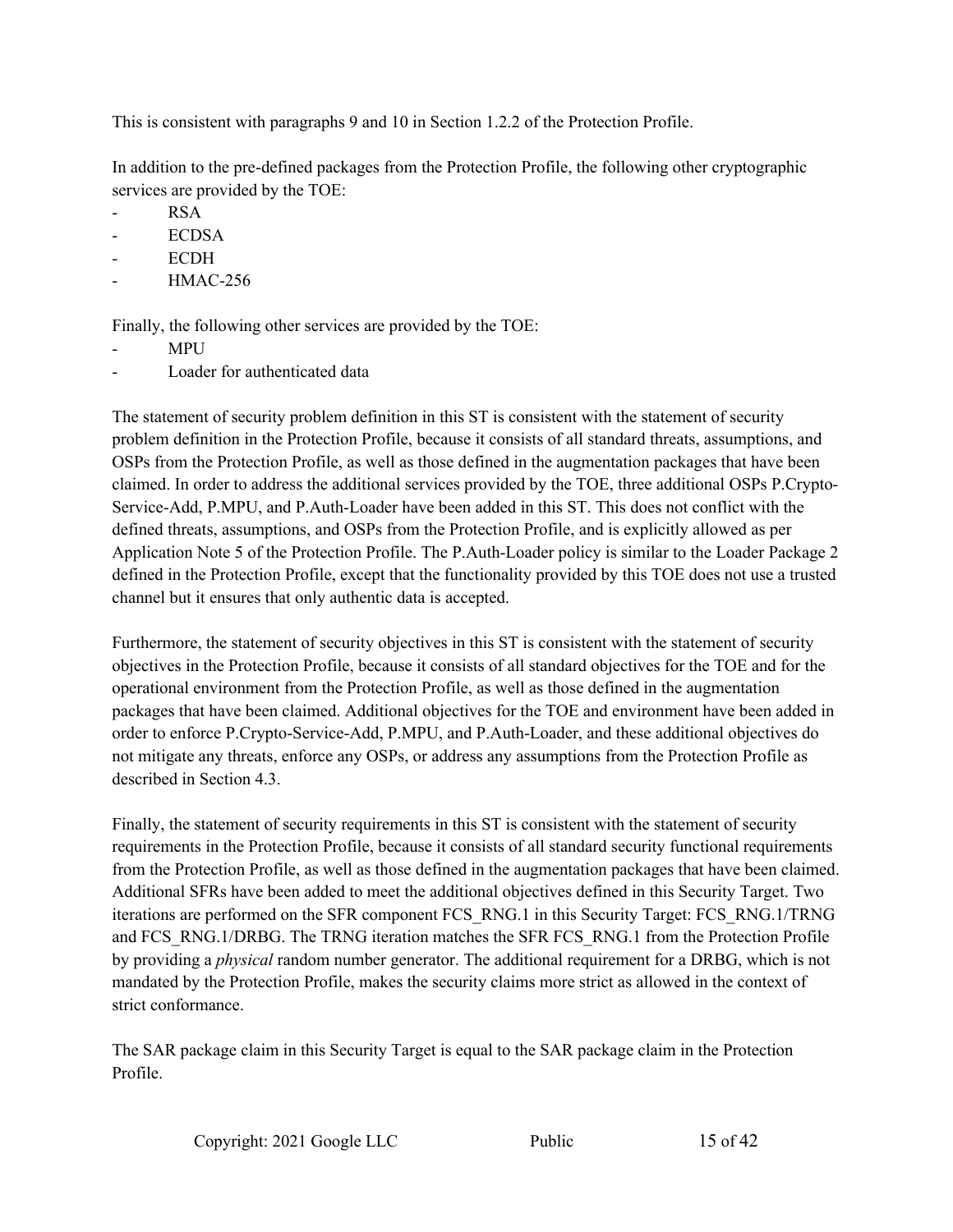This is consistent with paragraphs 9 and 10 in Section 1.2.2 of the Protection Profile.

In addition to the pre-defined packages from the Protection Profile, the following other cryptographic services are provided by the TOE:

- RSA
- ECDSA
- ECDH
- HMAC-256

Finally, the following other services are provided by the TOE:

- MPU
- Loader for authenticated data

The statement of security problem definition in this ST is consistent with the statement of security problem definition in the Protection Profile, because it consists of all standard threats, assumptions, and OSPs from the Protection Profile, as well as those defined in the augmentation packages that have been claimed. In order to address the additional services provided by the TOE, three additional OSPs P.Crypto-Service-Add, P.MPU, and P.Auth-Loader have been added in this ST. This does not conflict with the defined threats, assumptions, and OSPs from the Protection Profile, and is explicitly allowed as per Application Note 5 of the Protection Profile. The P.Auth-Loader policy is similar to the Loader Package 2 defined in the Protection Profile, except that the functionality provided by this TOE does not use a trusted channel but it ensures that only authentic data is accepted.

Furthermore, the statement of security objectives in this ST is consistent with the statement of security objectives in the Protection Profile, because it consists of all standard objectives for the TOE and for the operational environment from the Protection Profile, as well as those defined in the augmentation packages that have been claimed. Additional objectives for the TOE and environment have been added in order to enforce P.Crypto-Service-Add, P.MPU, and P.Auth-Loader, and these additional objectives do not mitigate any threats, enforce any OSPs, or address any assumptions from the Protection Profile as described in Section 4.3.

Finally, the statement of security requirements in this ST is consistent with the statement of security requirements in the Protection Profile, because it consists of all standard security functional requirements from the Protection Profile, as well as those defined in the augmentation packages that have been claimed. Additional SFRs have been added to meet the additional objectives defined in this Security Target. Two iterations are performed on the SFR component FCS_RNG.1 in this Security Target: FCS_RNG.1/TRNG and FCS_RNG.1/DRBG. The TRNG iteration matches the SFR FCS_RNG.1 from the Protection Profile by providing a *physical* random number generator. The additional requirement for a DRBG, which is not mandated by the Protection Profile, makes the security claims more strict as allowed in the context of strict conformance.

The SAR package claim in this Security Target is equal to the SAR package claim in the Protection Profile.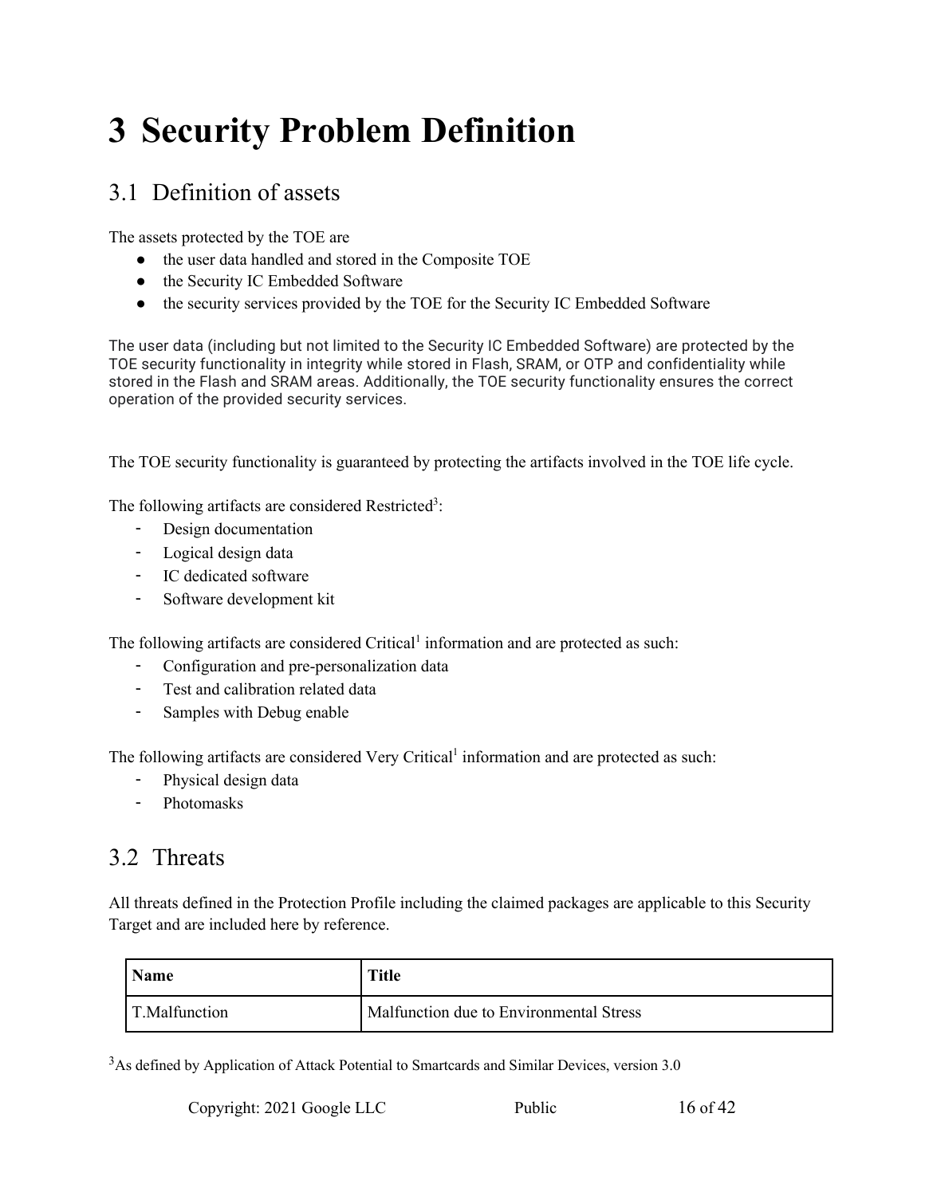# 3 Security Problem Definition

## 3.1 Definition of assets

The assets protected by the TOE are

- the user data handled and stored in the Composite TOE
- the Security IC Embedded Software
- the security services provided by the TOE for the Security IC Embedded Software

The user data (including but not limited to the Security IC Embedded Software) are protected by the TOE security functionality in integrity while stored in Flash, SRAM, or OTP and confidentiality while stored in the Flash and SRAM areas. Additionally, the TOE security functionality ensures the correct operation of the provided security services.

The TOE security functionality is guaranteed by protecting the artifacts involved in the TOE life cycle.

The following artifacts are considered Restricted[3]:

- Design documentation
- Logical design data
- IC dedicated software
- Software development kit

The following artifacts are considered Critical[1] information and are protected as such:

- Configuration and pre-personalization data
- Test and calibration related data
- Samples with Debug enable

The following artifacts are considered Very Critical[1] information and are protected as such:

- Physical design data
- Photomasks

## 3.2 Threats

All threats defined in the Protection Profile including the claimed packages are applicable to this Security Target and are included here by reference.

| Name | Title |
|---|---|
| T.Malfunction | Malfunction due to Environmental Stress |

[3]As defined by Application of Attack Potential to Smartcards and Similar Devices, version 3.0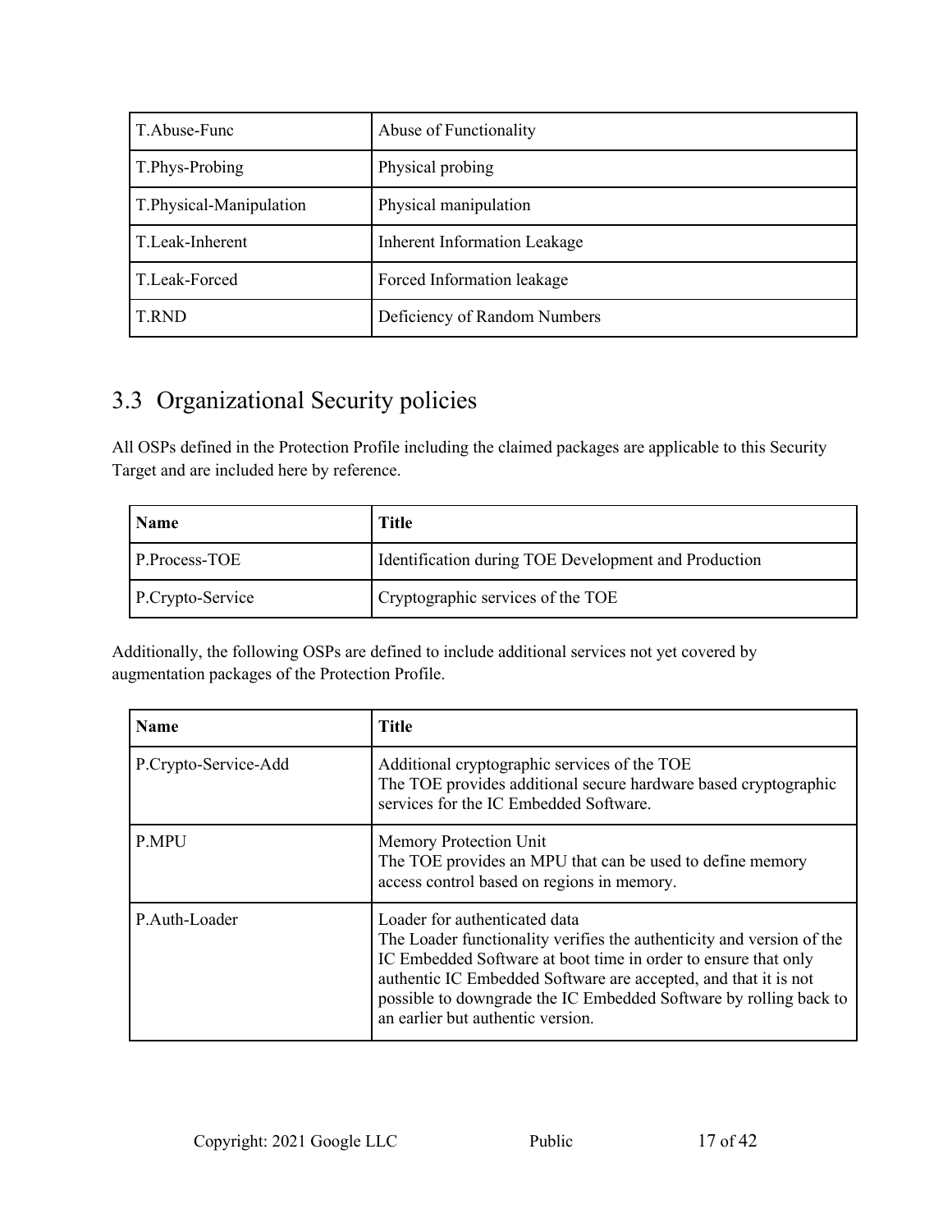| T.Abuse-Func | Abuse of Functionality |
|---|---|
| T.Phys-Probing | Physical probing |
| T.Physical-Manipulation | Physical manipulation |
| T.Leak-Inherent | Inherent Information Leakage |
| T.Leak-Forced | Forced Information leakage |
| T.RND | Deficiency of Random Numbers |

## 3.3 Organizational Security policies

All OSPs defined in the Protection Profile including the claimed packages are applicable to this Security Target and are included here by reference.

| Name | Title |
|---|---|
| P.Process-TOE | Identification during TOE Development and Production |
| P.Crypto-Service | Cryptographic services of the TOE |

Additionally, the following OSPs are defined to include additional services not yet covered by augmentation packages of the Protection Profile.

| Name | Title |
|---|---|
| P.Crypto-Service-Add | Additional cryptographic services of the TOE<br>The TOE provides additional secure hardware based cryptographic services for the IC Embedded Software. |
| P.MPU | Memory Protection Unit<br>The TOE provides an MPU that can be used to define memory access control based on regions in memory. |
| P.Auth-Loader | Loader for authenticated data<br>The Loader functionality verifies the authenticity and version of the IC Embedded Software at boot time in order to ensure that only authentic IC Embedded Software are accepted, and that it is not possible to downgrade the IC Embedded Software by rolling back to an earlier but authentic version. |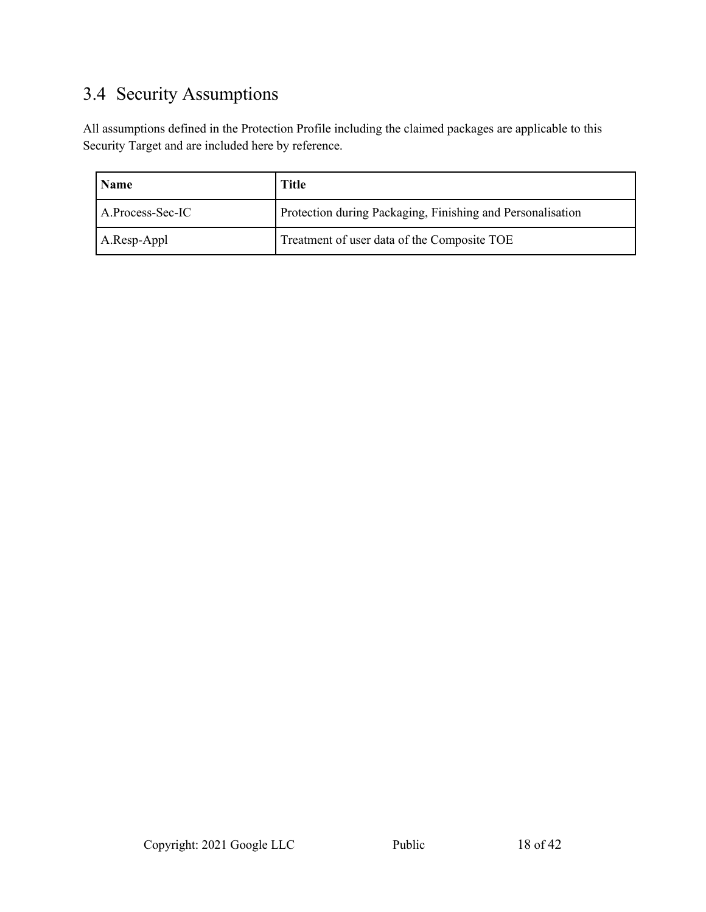## 3.4 Security Assumptions

All assumptions defined in the Protection Profile including the claimed packages are applicable to this Security Target and are included here by reference.

| Name | Title |
| --- | --- |
| A.Process-Sec-IC | Protection during Packaging, Finishing and Personalisation |
| A.Resp-Appl | Treatment of user data of the Composite TOE |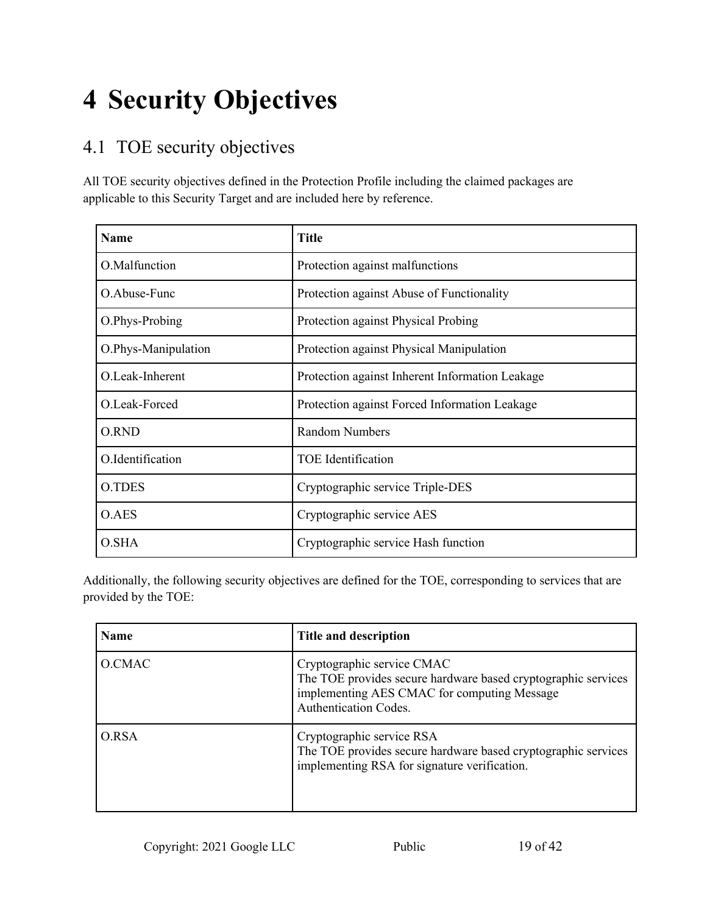# 4 Security Objectives

## 4.1 TOE security objectives

All TOE security objectives defined in the Protection Profile including the claimed packages are applicable to this Security Target and are included here by reference.

| Name | Title |
|---|---|
| O.Malfunction | Protection against malfunctions |
| O.Abuse-Func | Protection against Abuse of Functionality |
| O.Phys-Probing | Protection against Physical Probing |
| O.Phys-Manipulation | Protection against Physical Manipulation |
| O.Leak-Inherent | Protection against Inherent Information Leakage |
| O.Leak-Forced | Protection against Forced Information Leakage |
| O.RND | Random Numbers |
| O.Identification | TOE Identification |
| O.TDES | Cryptographic service Triple-DES |
| O.AES | Cryptographic service AES |
| O.SHA | Cryptographic service Hash function |

Additionally, the following security objectives are defined for the TOE, corresponding to services that are provided by the TOE:

| Name | Title and description |
|---|---|
| O.CMAC | Cryptographic service CMAC<br>The TOE provides secure hardware based cryptographic services implementing AES CMAC for computing Message Authentication Codes. |
| O.RSA | Cryptographic service RSA<br>The TOE provides secure hardware based cryptographic services implementing RSA for signature verification. |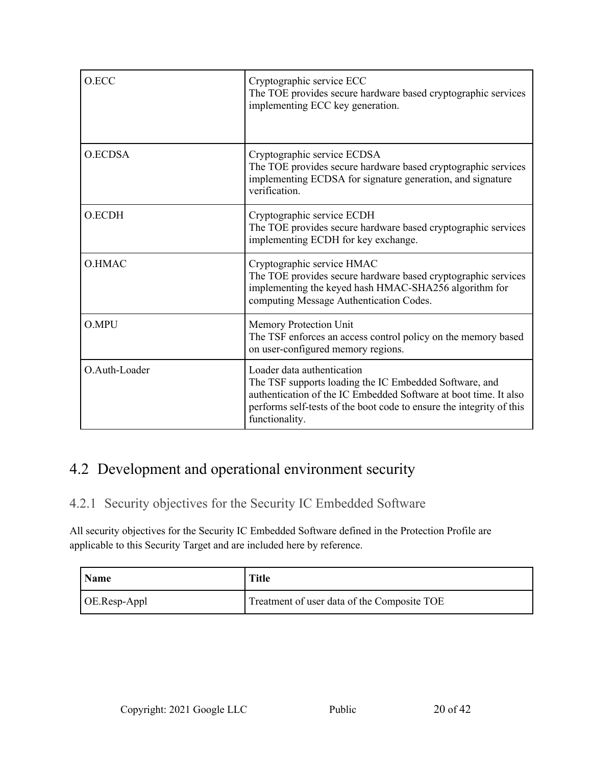| O.ECC | Cryptographic service ECC<br>The TOE provides secure hardware based cryptographic services implementing ECC key generation. |
|---|---|
| O.ECDSA | Cryptographic service ECDSA<br>The TOE provides secure hardware based cryptographic services implementing ECDSA for signature generation, and signature verification. |
| O.ECDH | Cryptographic service ECDH<br>The TOE provides secure hardware based cryptographic services implementing ECDH for key exchange. |
| O.HMAC | Cryptographic service HMAC<br>The TOE provides secure hardware based cryptographic services implementing the keyed hash HMAC-SHA256 algorithm for computing Message Authentication Codes. |
| O.MPU | Memory Protection Unit<br>The TSF enforces an access control policy on the memory based on user-configured memory regions. |
| O.Auth-Loader | Loader data authentication<br>The TSF supports loading the IC Embedded Software, and authentication of the IC Embedded Software at boot time. It also performs self-tests of the boot code to ensure the integrity of this functionality. |

## 4.2 Development and operational environment security

### 4.2.1 Security objectives for the Security IC Embedded Software

All security objectives for the Security IC Embedded Software defined in the Protection Profile are applicable to this Security Target and are included here by reference.

| Name | Title |
|---|---|
| OE.Resp-Appl | Treatment of user data of the Composite TOE |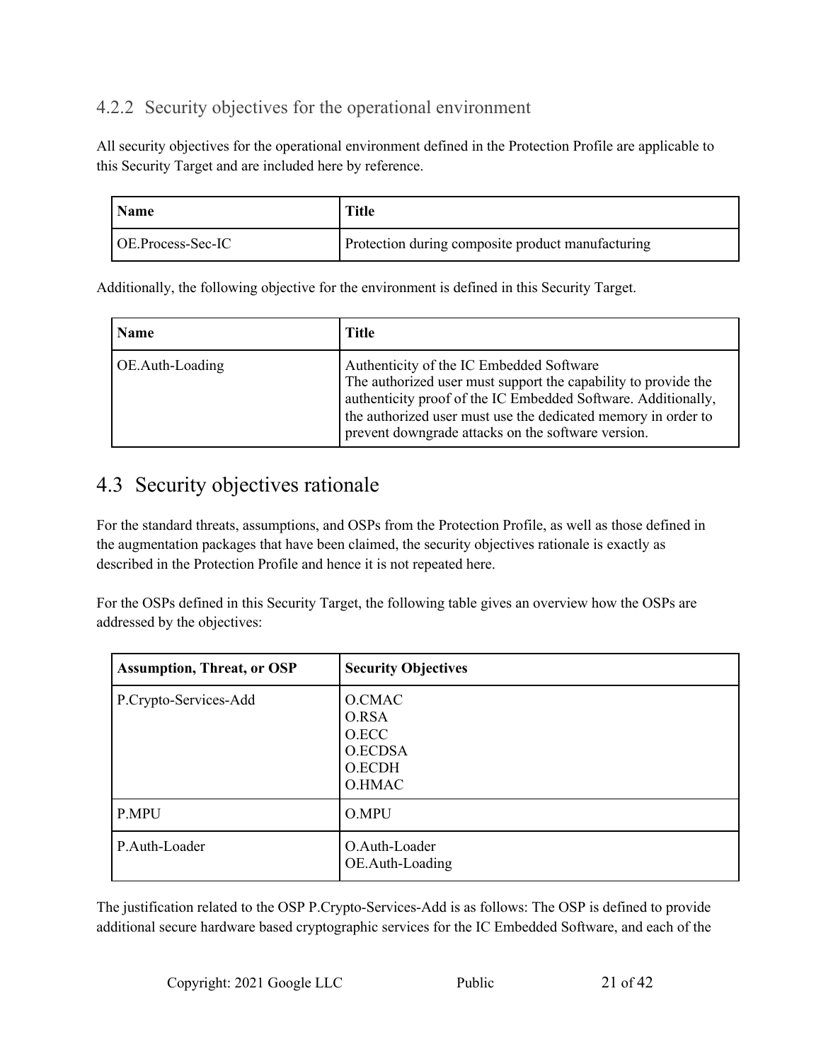### 4.2.2 Security objectives for the operational environment

All security objectives for the operational environment defined in the Protection Profile are applicable to this Security Target and are included here by reference.

| Name | Title |
|---|---|
| OE.Process-Sec-IC | Protection during composite product manufacturing |

Additionally, the following objective for the environment is defined in this Security Target.

| Name | Title |
|---|---|
| OE.Auth-Loading | Authenticity of the IC Embedded Software<br>The authorized user must support the capability to provide the authenticity proof of the IC Embedded Software. Additionally, the authorized user must use the dedicated memory in order to prevent downgrade attacks on the software version. |

## 4.3 Security objectives rationale

For the standard threats, assumptions, and OSPs from the Protection Profile, as well as those defined in the augmentation packages that have been claimed, the security objectives rationale is exactly as described in the Protection Profile and hence it is not repeated here.

For the OSPs defined in this Security Target, the following table gives an overview how the OSPs are addressed by the objectives:

| Assumption, Threat, or OSP | Security Objectives |
|---|---|
| P.Crypto-Services-Add | O.CMAC<br>O.RSA<br>O.ECC<br>O.ECDSA<br>O.ECDH<br>O.HMAC |
| P.MPU | O.MPU |
| P.Auth-Loader | O.Auth-Loader<br>OE.Auth-Loading |

The justification related to the OSP P.Crypto-Services-Add is as follows: The OSP is defined to provide additional secure hardware based cryptographic services for the IC Embedded Software, and each of the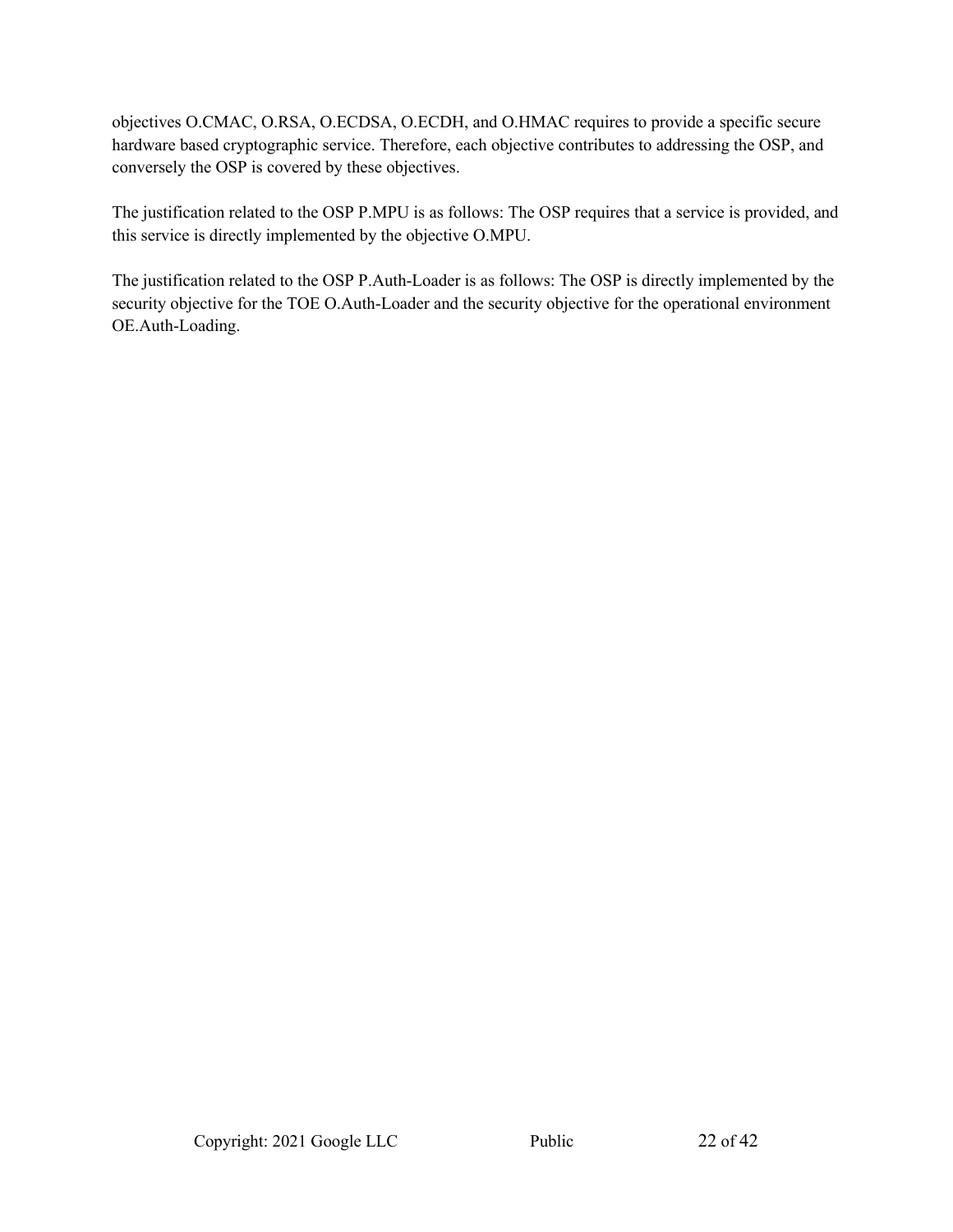objectives O.CMAC, O.RSA, O.ECDSA, O.ECDH, and O.HMAC requires to provide a specific secure hardware based cryptographic service. Therefore, each objective contributes to addressing the OSP, and conversely the OSP is covered by these objectives.

The justification related to the OSP P.MPU is as follows: The OSP requires that a service is provided, and this service is directly implemented by the objective O.MPU.

The justification related to the OSP P.Auth-Loader is as follows: The OSP is directly implemented by the security objective for the TOE O.Auth-Loader and the security objective for the operational environment OE.Auth-Loading.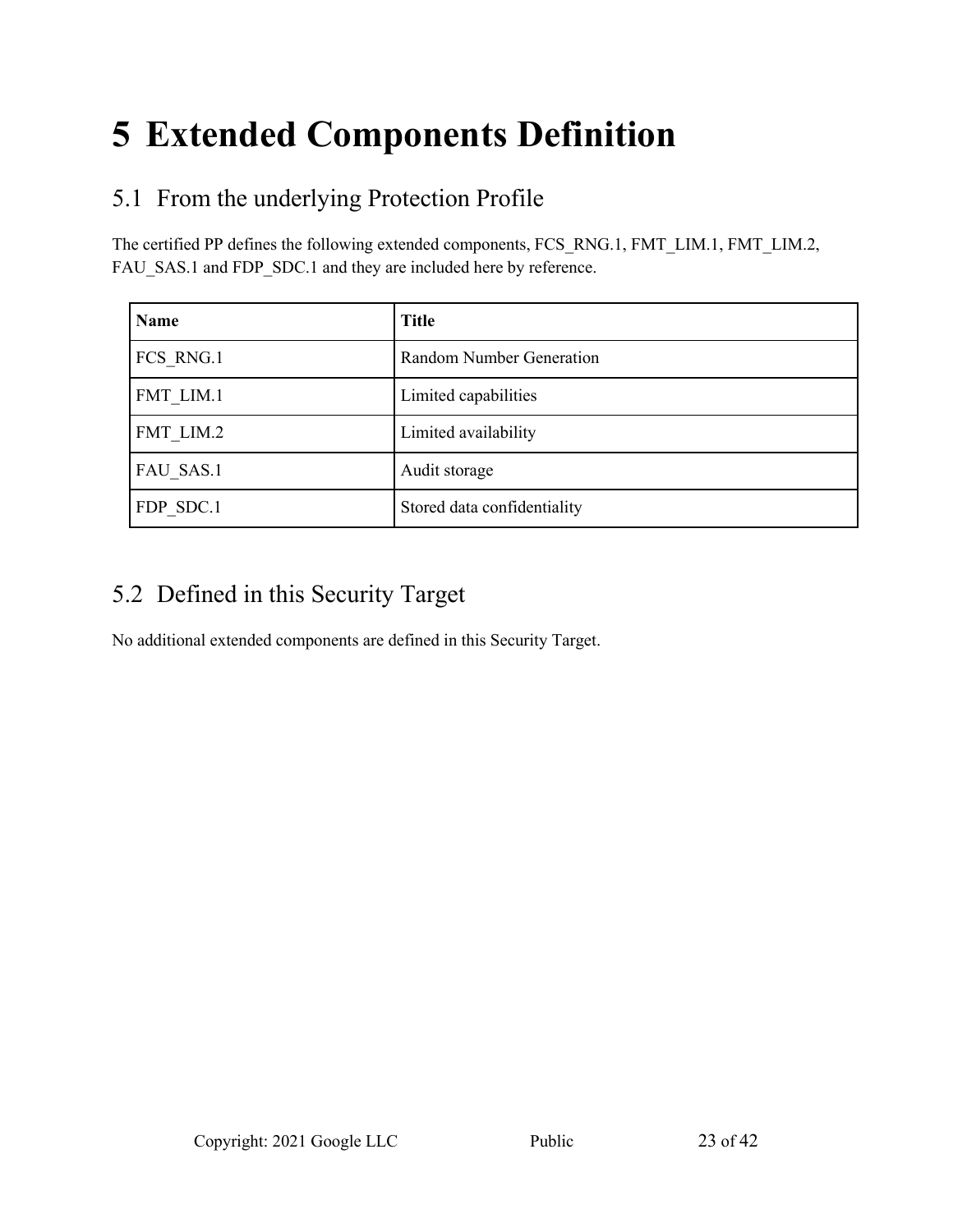# 5 Extended Components Definition

## 5.1 From the underlying Protection Profile

The certified PP defines the following extended components, FCS_RNG.1, FMT_LIM.1, FMT_LIM.2, FAU_SAS.1 and FDP_SDC.1 and they are included here by reference.

| **Name** | **Title** |
| --- | --- |
| FCS_RNG.1 | Random Number Generation |
| FMT_LIM.1 | Limited capabilities |
| FMT_LIM.2 | Limited availability |
| FAU_SAS.1 | Audit storage |
| FDP_SDC.1 | Stored data confidentiality |

## 5.2 Defined in this Security Target

No additional extended components are defined in this Security Target.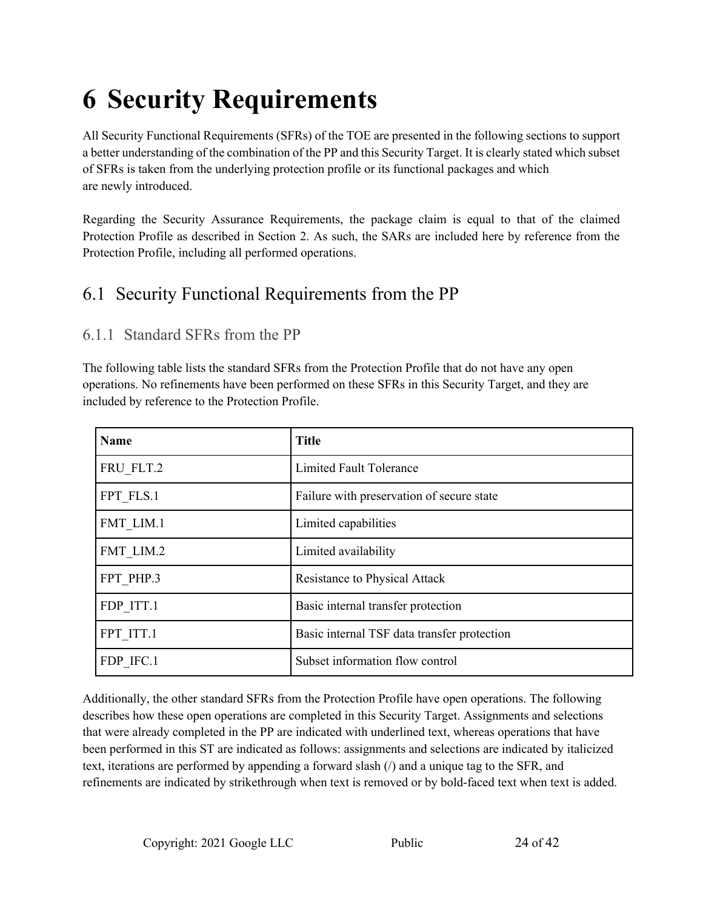# 6 Security Requirements

All Security Functional Requirements (SFRs) of the TOE are presented in the following sections to support a better understanding of the combination of the PP and this Security Target. It is clearly stated which subset of SFRs is taken from the underlying protection profile or its functional packages and which are newly introduced.

Regarding the Security Assurance Requirements, the package claim is equal to that of the claimed Protection Profile as described in Section 2. As such, the SARs are included here by reference from the Protection Profile, including all performed operations.

## 6.1 Security Functional Requirements from the PP

### 6.1.1 Standard SFRs from the PP

The following table lists the standard SFRs from the Protection Profile that do not have any open operations. No refinements have been performed on these SFRs in this Security Target, and they are included by reference to the Protection Profile.

| **Name** | **Title** |
| --- | --- |
| FRU_FLT.2 | Limited Fault Tolerance |
| FPT_FLS.1 | Failure with preservation of secure state |
| FMT_LIM.1 | Limited capabilities |
| FMT_LIM.2 | Limited availability |
| FPT_PHP.3 | Resistance to Physical Attack |
| FDP_ITT.1 | Basic internal transfer protection |
| FPT_ITT.1 | Basic internal TSF data transfer protection |
| FDP_IFC.1 | Subset information flow control |

Additionally, the other standard SFRs from the Protection Profile have open operations. The following describes how these open operations are completed in this Security Target. Assignments and selections that were already completed in the PP are indicated with underlined text, whereas operations that have been performed in this ST are indicated as follows: assignments and selections are indicated by italicized text, iterations are performed by appending a forward slash (/) and a unique tag to the SFR, and refinements are indicated by strikethrough when text is removed or by bold-faced text when text is added.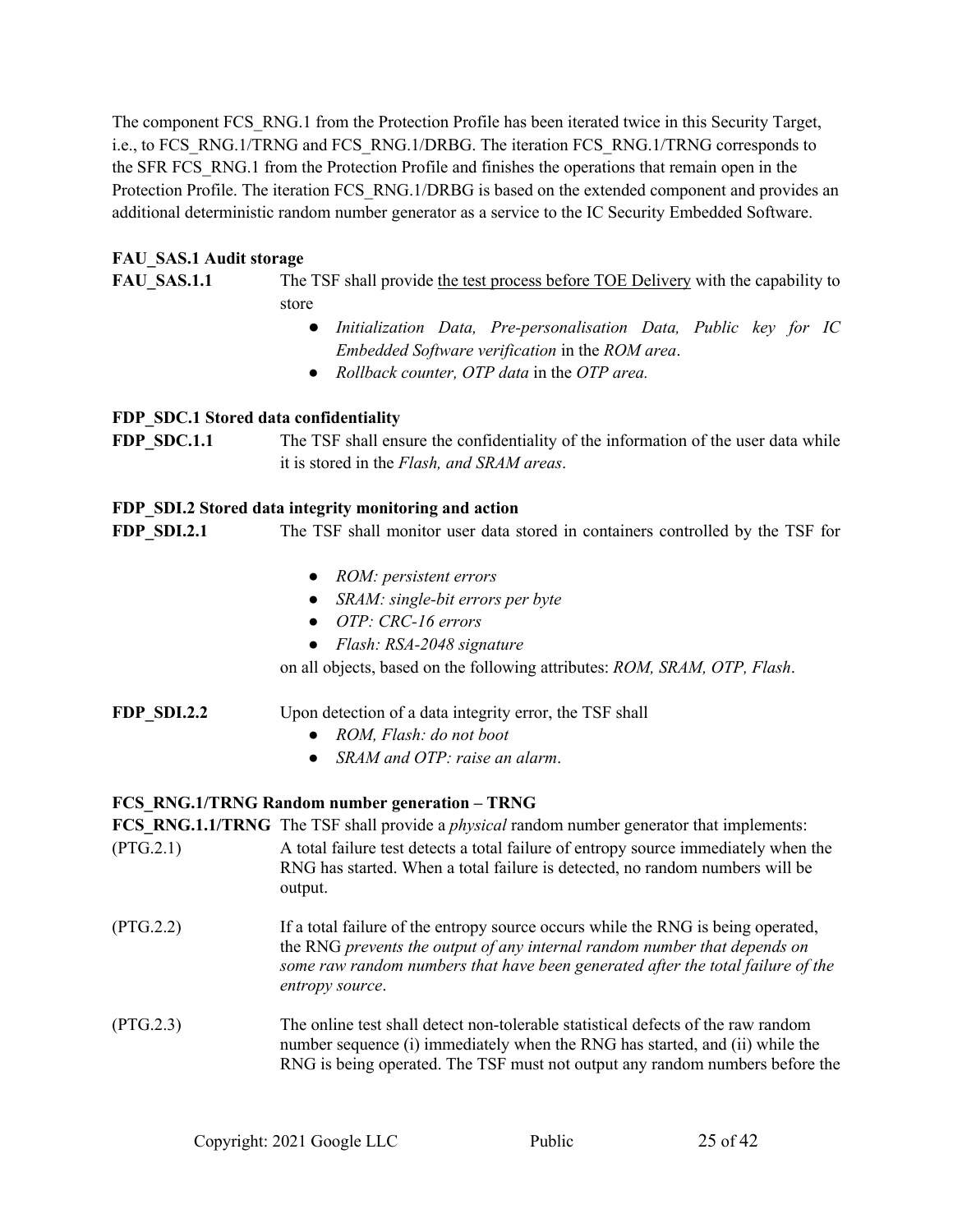The component FCS_RNG.1 from the Protection Profile has been iterated twice in this Security Target, i.e., to FCS_RNG.1/TRNG and FCS_RNG.1/DRBG. The iteration FCS_RNG.1/TRNG corresponds to the SFR FCS_RNG.1 from the Protection Profile and finishes the operations that remain open in the Protection Profile. The iteration FCS_RNG.1/DRBG is based on the extended component and provides an additional deterministic random number generator as a service to the IC Security Embedded Software.

**FAU_SAS.1 Audit storage**

**FAU_SAS.1.1** The TSF shall provide <u>the test process before TOE Delivery</u> with the capability to store

- *Initialization Data, Pre-personalisation Data, Public key for IC Embedded Software verification* in the *ROM area*.
- *Rollback counter, OTP data* in the *OTP area.*

**FDP_SDC.1 Stored data confidentiality**

**FDP_SDC.1.1** The TSF shall ensure the confidentiality of the information of the user data while it is stored in the *Flash, and SRAM areas*.

**FDP_SDI.2 Stored data integrity monitoring and action**

**FDP_SDI.2.1** The TSF shall monitor user data stored in containers controlled by the TSF for

- *ROM: persistent errors*
- *SRAM: single-bit errors per byte*
- *OTP: CRC-16 errors*
- *Flash: RSA-2048 signature*

on all objects, based on the following attributes: *ROM, SRAM, OTP, Flash*.

**FDP_SDI.2.2** Upon detection of a data integrity error, the TSF shall

- *ROM, Flash: do not boot*
- *SRAM and OTP: raise an alarm*.

**FCS_RNG.1/TRNG Random number generation – TRNG**

**FCS_RNG.1.1/TRNG** The TSF shall provide a *physical* random number generator that implements:

(PTG.2.1) A total failure test detects a total failure of entropy source immediately when the RNG has started. When a total failure is detected, no random numbers will be output.

(PTG.2.2) If a total failure of the entropy source occurs while the RNG is being operated, the RNG *prevents the output of any internal random number that depends on some raw random numbers that have been generated after the total failure of the entropy source*.

(PTG.2.3) The online test shall detect non-tolerable statistical defects of the raw random number sequence (i) immediately when the RNG has started, and (ii) while the RNG is being operated. The TSF must not output any random numbers before the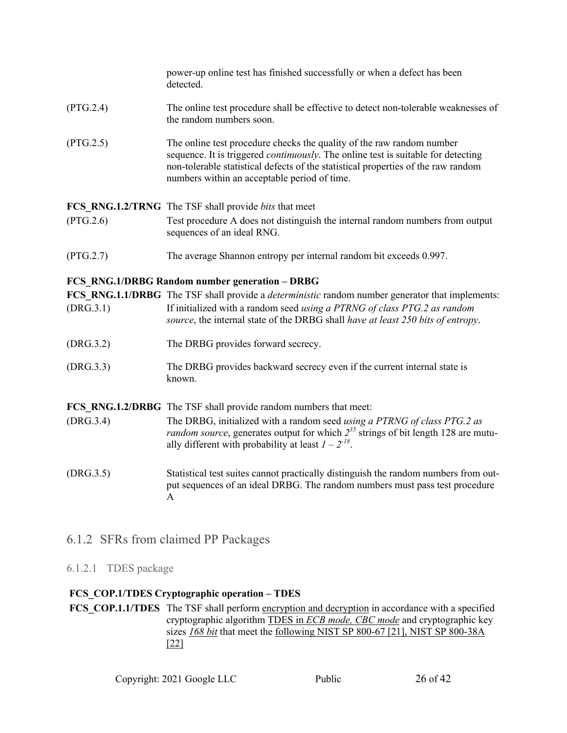power-up online test has finished successfully or when a defect has been detected.

(PTG.2.4) The online test procedure shall be effective to detect non-tolerable weaknesses of the random numbers soon.

(PTG.2.5) The online test procedure checks the quality of the raw random number sequence. It is triggered *continuously*. The online test is suitable for detecting non-tolerable statistical defects of the statistical properties of the raw random numbers within an acceptable period of time.

**FCS_RNG.1.2/TRNG** The TSF shall provide *bits* that meet

(PTG.2.6) Test procedure A does not distinguish the internal random numbers from output sequences of an ideal RNG.

(PTG.2.7) The average Shannon entropy per internal random bit exceeds 0.997.

**FCS_RNG.1/DRBG Random number generation – DRBG**

**FCS_RNG.1.1/DRBG** The TSF shall provide a *deterministic* random number generator that implements:

(DRG.3.1) If initialized with a random seed *using a PTRNG of class PTG.2 as random source*, the internal state of the DRBG shall *have at least 250 bits of entropy*.

(DRG.3.2) The DRBG provides forward secrecy.

(DRG.3.3) The DRBG provides backward secrecy even if the current internal state is known.

**FCS_RNG.1.2/DRBG** The TSF shall provide random numbers that meet:

(DRG.3.4) The DRBG, initialized with a random seed *using a PTRNG of class PTG.2 as random source*, generates output for which $2^{35}$ strings of bit length 128 are mutually different with probability at least $1 – 2^{-18}$.

(DRG.3.5) Statistical test suites cannot practically distinguish the random numbers from output sequences of an ideal DRBG. The random numbers must pass test procedure A

## 6.1.2 SFRs from claimed PP Packages

### 6.1.2.1 TDES package

**FCS_COP.1/TDES Cryptographic operation – TDES**

**FCS_COP.1.1/TDES** The TSF shall perform encryption and decryption in accordance with a specified cryptographic algorithm TDES in *ECB mode, CBC mode* and cryptographic key sizes *168 bit* that meet the following NIST SP 800-67 [21], NIST SP 800-38A [22]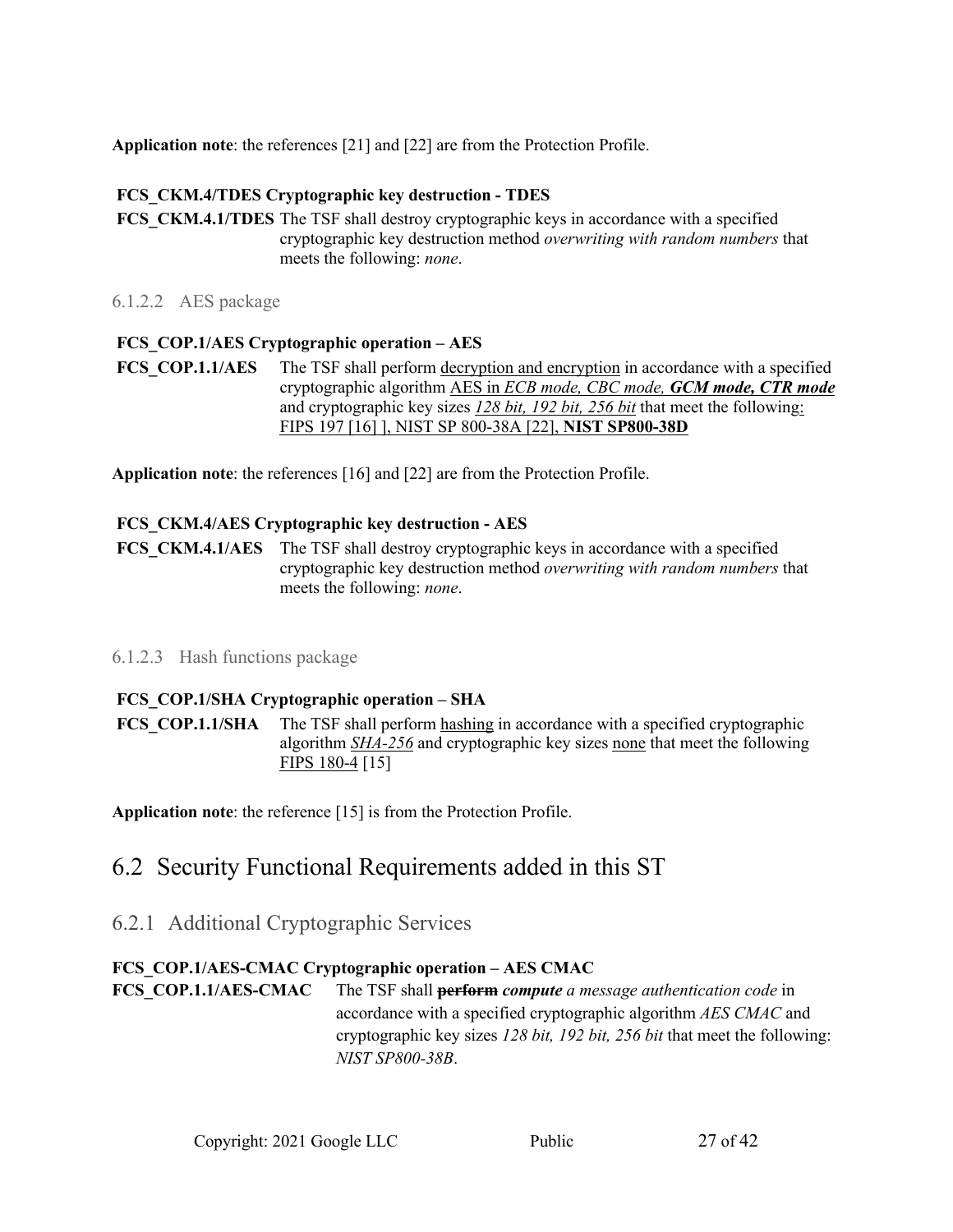**Application note**: the references [21] and [22] are from the Protection Profile.

**FCS_CKM.4/TDES Cryptographic key destruction - TDES**

**FCS_CKM.4.1/TDES** The TSF shall destroy cryptographic keys in accordance with a specified cryptographic key destruction method *overwriting with random numbers* that meets the following: *none*.

### 6.1.2.2 AES package

**FCS_COP.1/AES Cryptographic operation – AES**

**FCS_COP.1.1/AES** The TSF shall perform <u>decryption and encryption</u> in accordance with a specified cryptographic algorithm <u>AES in *ECB mode, CBC mode,* ***GCM mode, CTR mode***</u> and cryptographic key sizes <u>*128 bit, 192 bit, 256 bit*</u> that meet the following: <u>FIPS 197 [16] ], NIST SP 800-38A [22], **NIST SP800-38D**</u>

**Application note**: the references [16] and [22] are from the Protection Profile.

**FCS_CKM.4/AES Cryptographic key destruction - AES**

**FCS_CKM.4.1/AES** The TSF shall destroy cryptographic keys in accordance with a specified cryptographic key destruction method *overwriting with random numbers* that meets the following: *none*.

### 6.1.2.3 Hash functions package

**FCS_COP.1/SHA Cryptographic operation – SHA**

**FCS_COP.1.1/SHA** The TSF shall perform <u>hashing</u> in accordance with a specified cryptographic algorithm <u>*SHA-256*</u> and cryptographic key sizes <u>none</u> that meet the following <u>FIPS 180-4</u> [15]

**Application note**: the reference [15] is from the Protection Profile.

## 6.2 Security Functional Requirements added in this ST

### 6.2.1 Additional Cryptographic Services

**FCS_COP.1/AES-CMAC Cryptographic operation – AES CMAC**

**FCS_COP.1.1/AES-CMAC** The TSF shall ~~**perform**~~ ***compute*** *a message authentication code* in accordance with a specified cryptographic algorithm *AES CMAC* and cryptographic key sizes *128 bit, 192 bit, 256 bit* that meet the following: *NIST SP800-38B*.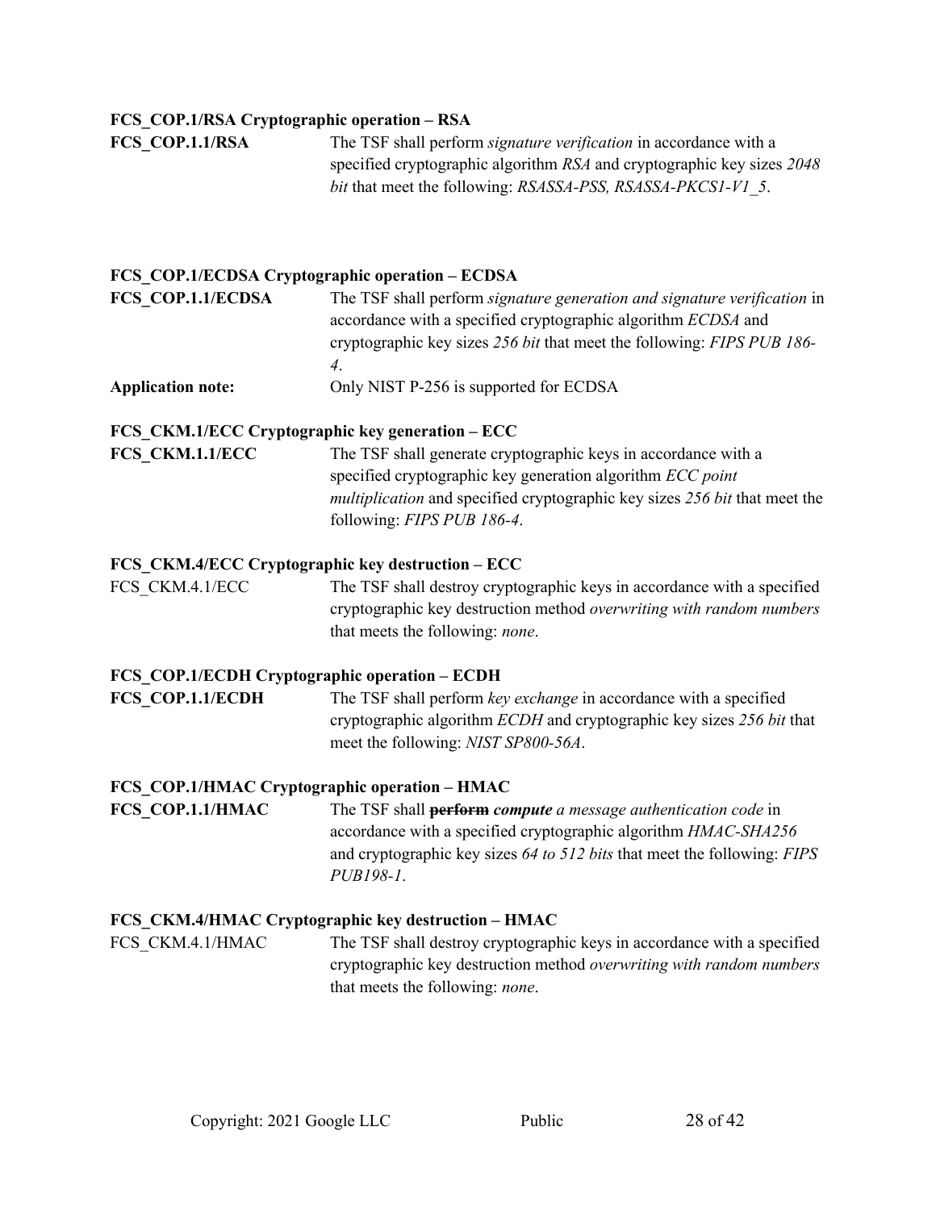**FCS_COP.1/RSA Cryptographic operation – RSA**

**FCS_COP.1.1/RSA** The TSF shall perform *signature verification* in accordance with a specified cryptographic algorithm *RSA* and cryptographic key sizes *2048 bit* that meet the following: *RSASSA-PSS, RSASSA-PKCS1-V1_5*.

**FCS_COP.1/ECDSA Cryptographic operation – ECDSA**

**FCS_COP.1.1/ECDSA** The TSF shall perform *signature generation and signature verification* in accordance with a specified cryptographic algorithm *ECDSA* and cryptographic key sizes *256 bit* that meet the following: *FIPS PUB 186-4*.

**Application note:** Only NIST P-256 is supported for ECDSA

**FCS_CKM.1/ECC Cryptographic key generation – ECC**

**FCS_CKM.1.1/ECC** The TSF shall generate cryptographic keys in accordance with a specified cryptographic key generation algorithm *ECC point multiplication* and specified cryptographic key sizes *256 bit* that meet the following: *FIPS PUB 186-4*.

**FCS_CKM.4/ECC Cryptographic key destruction – ECC**

FCS_CKM.4.1/ECC The TSF shall destroy cryptographic keys in accordance with a specified cryptographic key destruction method *overwriting with random numbers* that meets the following: *none*.

**FCS_COP.1/ECDH Cryptographic operation – ECDH**

**FCS_COP.1.1/ECDH** The TSF shall perform *key exchange* in accordance with a specified cryptographic algorithm *ECDH* and cryptographic key sizes *256 bit* that meet the following: *NIST SP800-56A*.

**FCS_COP.1/HMAC Cryptographic operation – HMAC**

**FCS_COP.1.1/HMAC** The TSF shall ~~**perform**~~ ***compute*** *a message authentication code* in accordance with a specified cryptographic algorithm *HMAC-SHA256* and cryptographic key sizes *64 to 512 bits* that meet the following: *FIPS PUB198-1*.

**FCS_CKM.4/HMAC Cryptographic key destruction – HMAC**

FCS_CKM.4.1/HMAC The TSF shall destroy cryptographic keys in accordance with a specified cryptographic key destruction method *overwriting with random numbers* that meets the following: *none*.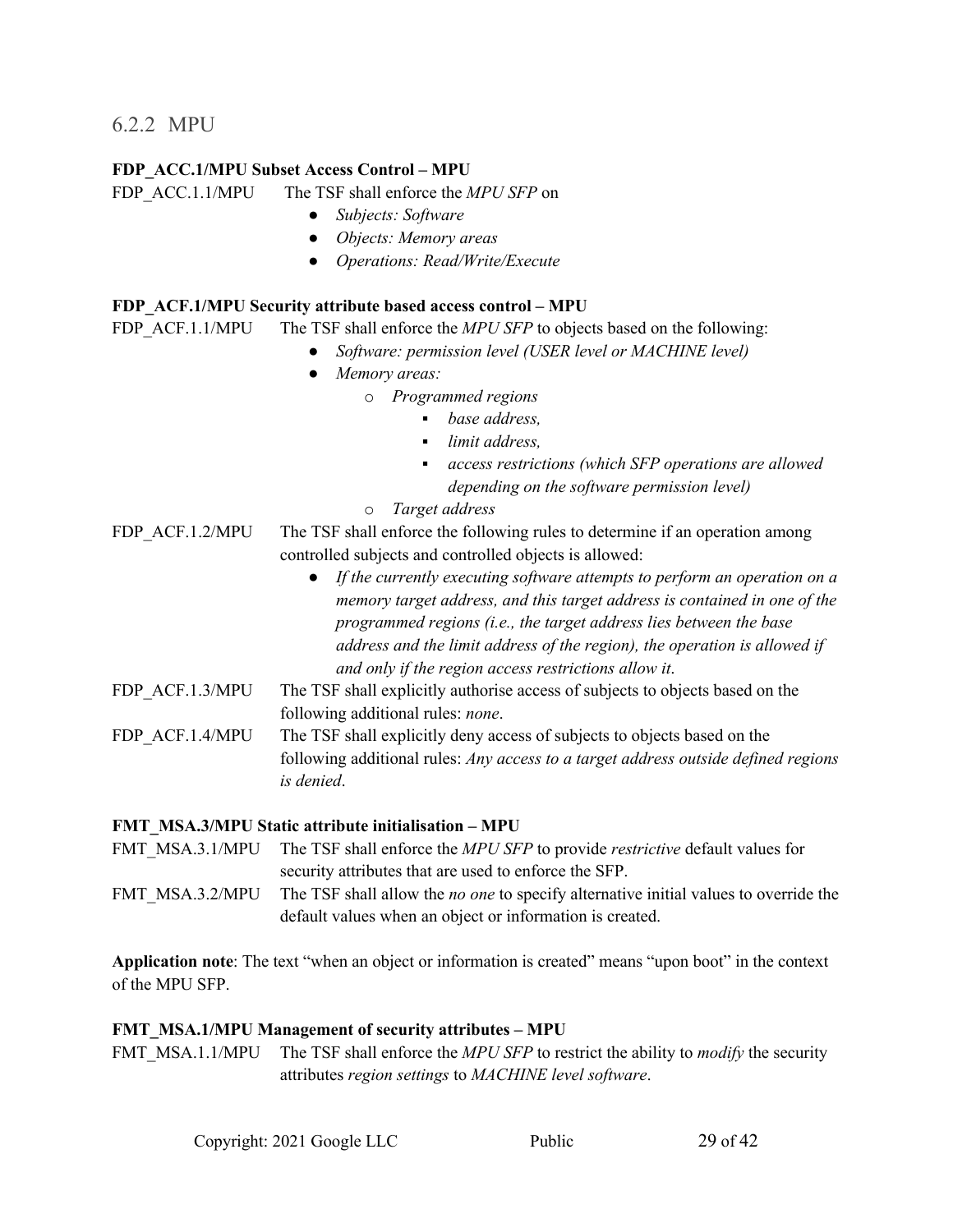### 6.2.2 MPU

**FDP_ACC.1/MPU Subset Access Control – MPU**

FDP_ACC.1.1/MPU The TSF shall enforce the *MPU SFP* on

- *Subjects: Software*
- *Objects: Memory areas*
- *Operations: Read/Write/Execute*

**FDP_ACF.1/MPU Security attribute based access control – MPU**

FDP_ACF.1.1/MPU The TSF shall enforce the *MPU SFP* to objects based on the following:

- *Software: permission level (USER level or MACHINE level)*
- *Memory areas:*
  - *Programmed regions*
    - *base address,*
    - *limit address,*
    - *access restrictions (which SFP operations are allowed depending on the software permission level)*
  - *Target address*

FDP_ACF.1.2/MPU The TSF shall enforce the following rules to determine if an operation among controlled subjects and controlled objects is allowed:

- *If the currently executing software attempts to perform an operation on a memory target address, and this target address is contained in one of the programmed regions (i.e., the target address lies between the base address and the limit address of the region), the operation is allowed if and only if the region access restrictions allow it.*

FDP_ACF.1.3/MPU The TSF shall explicitly authorise access of subjects to objects based on the following additional rules: *none*.

FDP_ACF.1.4/MPU The TSF shall explicitly deny access of subjects to objects based on the following additional rules: *Any access to a target address outside defined regions is denied*.

**FMT_MSA.3/MPU Static attribute initialisation – MPU**

FMT_MSA.3.1/MPU The TSF shall enforce the *MPU SFP* to provide *restrictive* default values for security attributes that are used to enforce the SFP.

FMT_MSA.3.2/MPU The TSF shall allow the *no one* to specify alternative initial values to override the default values when an object or information is created.

**Application note**: The text "when an object or information is created" means "upon boot" in the context of the MPU SFP.

**FMT_MSA.1/MPU Management of security attributes – MPU**

FMT_MSA.1.1/MPU The TSF shall enforce the *MPU SFP* to restrict the ability to *modify* the security attributes *region settings* to *MACHINE level software*.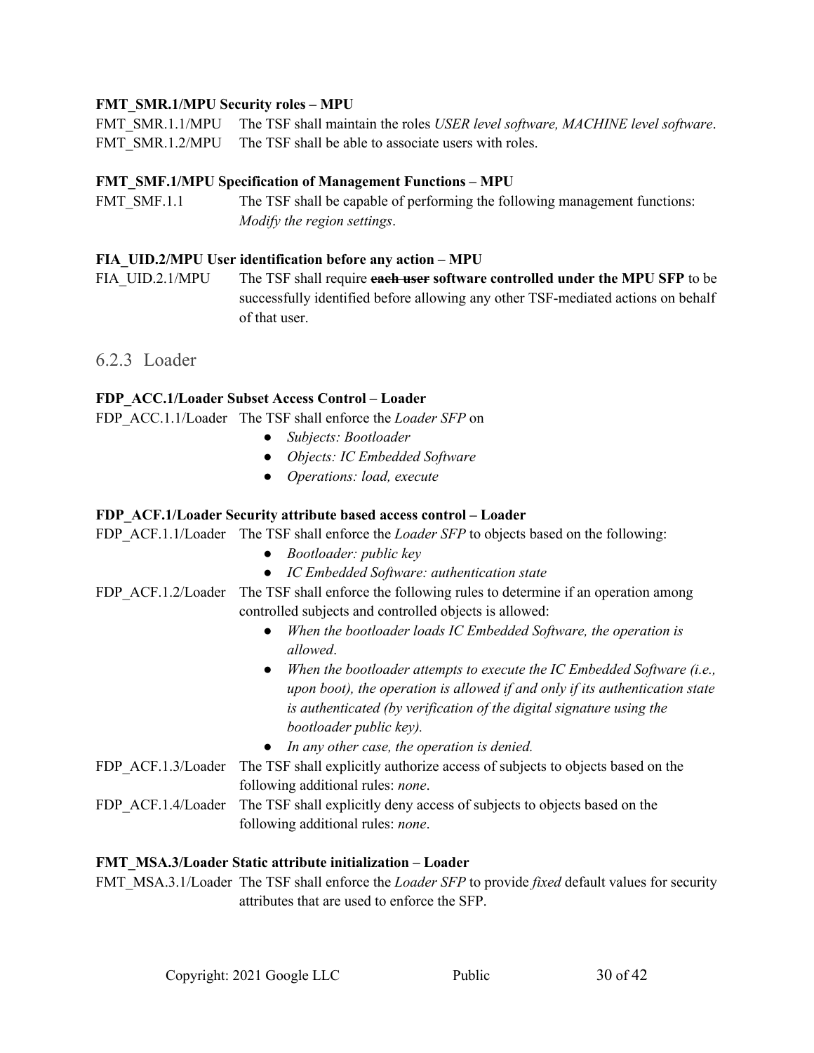**FMT_SMR.1/MPU Security roles – MPU**

FMT_SMR.1.1/MPU The TSF shall maintain the roles *USER level software, MACHINE level software*.

FMT_SMR.1.2/MPU The TSF shall be able to associate users with roles.

**FMT_SMF.1/MPU Specification of Management Functions – MPU**

FMT_SMF.1.1 The TSF shall be capable of performing the following management functions: *Modify the region settings*.

**FIA_UID.2/MPU User identification before any action – MPU**

FIA_UID.2.1/MPU The TSF shall require ~~**each user**~~ **software controlled under the MPU SFP** to be successfully identified before allowing any other TSF-mediated actions on behalf of that user.

### 6.2.3 Loader

**FDP_ACC.1/Loader Subset Access Control – Loader**

FDP_ACC.1.1/Loader The TSF shall enforce the *Loader SFP* on

- *Subjects: Bootloader*
- *Objects: IC Embedded Software*
- *Operations: load, execute*

**FDP_ACF.1/Loader Security attribute based access control – Loader**

FDP_ACF.1.1/Loader The TSF shall enforce the *Loader SFP* to objects based on the following:

- *Bootloader: public key*
- *IC Embedded Software: authentication state*

FDP_ACF.1.2/Loader The TSF shall enforce the following rules to determine if an operation among controlled subjects and controlled objects is allowed:

- *When the bootloader loads IC Embedded Software, the operation is allowed*.
- *When the bootloader attempts to execute the IC Embedded Software (i.e., upon boot), the operation is allowed if and only if its authentication state is authenticated (by verification of the digital signature using the bootloader public key).*
- *In any other case, the operation is denied.*

FDP_ACF.1.3/Loader The TSF shall explicitly authorize access of subjects to objects based on the following additional rules: *none*.

FDP_ACF.1.4/Loader The TSF shall explicitly deny access of subjects to objects based on the following additional rules: *none*.

**FMT_MSA.3/Loader Static attribute initialization – Loader**

FMT_MSA.3.1/Loader The TSF shall enforce the *Loader SFP* to provide *fixed* default values for security attributes that are used to enforce the SFP.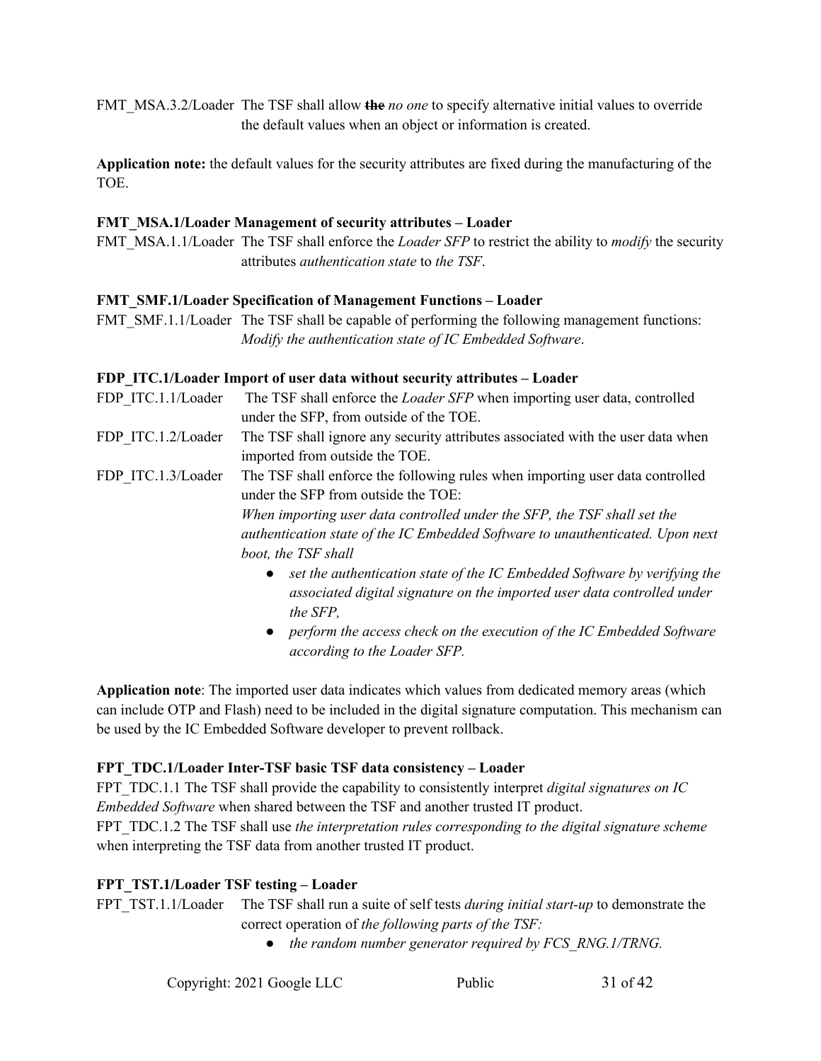FMT_MSA.3.2/Loader The TSF shall allow ~~the~~ *no one* to specify alternative initial values to override the default values when an object or information is created.

**Application note:** the default values for the security attributes are fixed during the manufacturing of the TOE.

**FMT_MSA.1/Loader Management of security attributes – Loader**

FMT_MSA.1.1/Loader The TSF shall enforce the *Loader SFP* to restrict the ability to *modify* the security attributes *authentication state* to *the TSF*.

**FMT_SMF.1/Loader Specification of Management Functions – Loader**

FMT_SMF.1.1/Loader The TSF shall be capable of performing the following management functions: *Modify the authentication state of IC Embedded Software*.

**FDP_ITC.1/Loader Import of user data without security attributes – Loader**

FDP_ITC.1.1/Loader The TSF shall enforce the *Loader SFP* when importing user data, controlled under the SFP, from outside of the TOE.

FDP_ITC.1.2/Loader The TSF shall ignore any security attributes associated with the user data when imported from outside the TOE.

FDP_ITC.1.3/Loader The TSF shall enforce the following rules when importing user data controlled under the SFP from outside the TOE:

*When importing user data controlled under the SFP, the TSF shall set the authentication state of the IC Embedded Software to unauthenticated. Upon next boot, the TSF shall*

- *set the authentication state of the IC Embedded Software by verifying the associated digital signature on the imported user data controlled under the SFP,*
- *perform the access check on the execution of the IC Embedded Software according to the Loader SFP.*

**Application note**: The imported user data indicates which values from dedicated memory areas (which can include OTP and Flash) need to be included in the digital signature computation. This mechanism can be used by the IC Embedded Software developer to prevent rollback.

**FPT_TDC.1/Loader Inter-TSF basic TSF data consistency – Loader**

FPT_TDC.1.1 The TSF shall provide the capability to consistently interpret *digital signatures on IC Embedded Software* when shared between the TSF and another trusted IT product.

FPT_TDC.1.2 The TSF shall use *the interpretation rules corresponding to the digital signature scheme* when interpreting the TSF data from another trusted IT product.

**FPT_TST.1/Loader TSF testing – Loader**

FPT_TST.1.1/Loader The TSF shall run a suite of self tests *during initial start-up* to demonstrate the correct operation of *the following parts of the TSF:*

- *the random number generator required by FCS_RNG.1/TRNG.*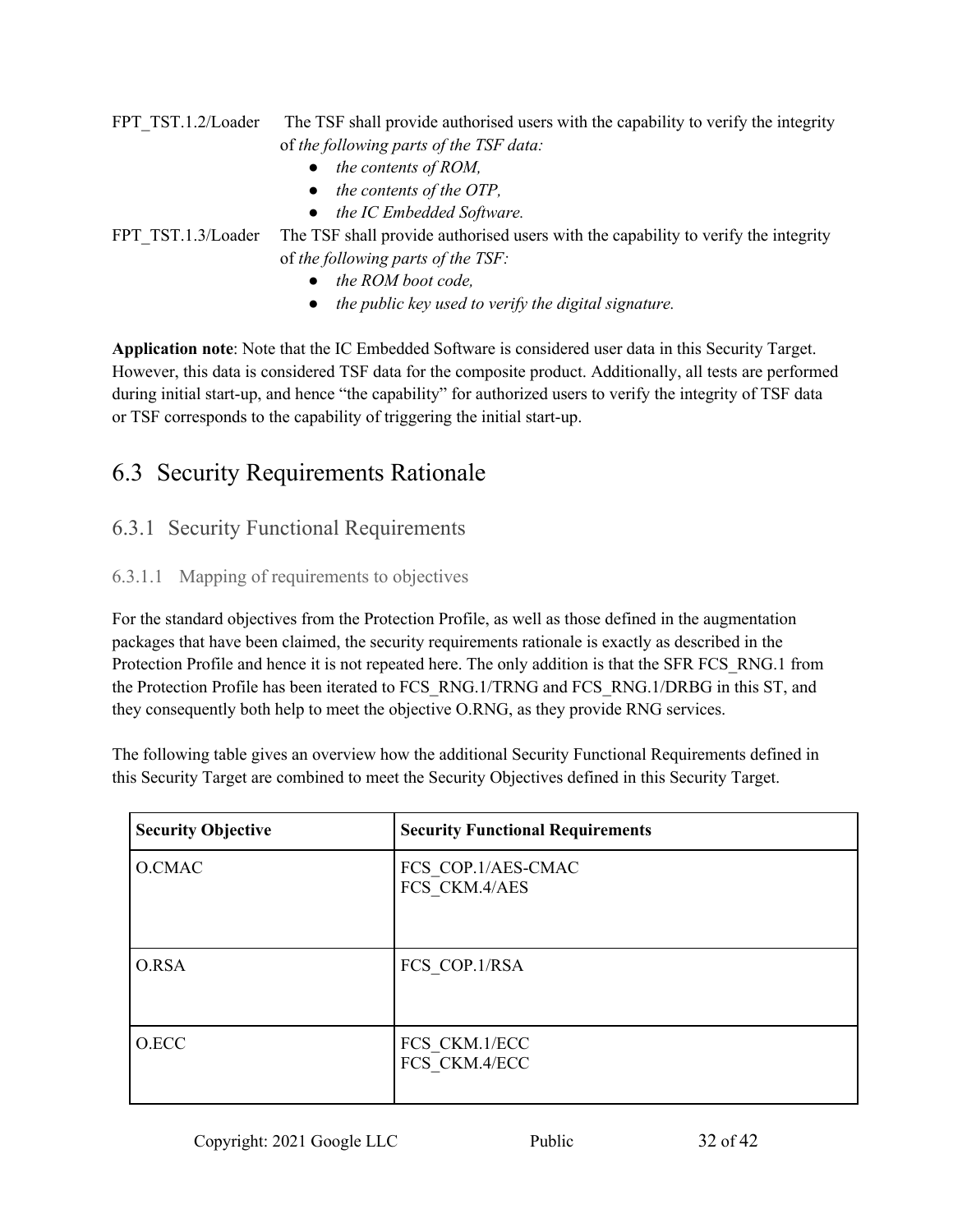FPT_TST.1.2/Loader The TSF shall provide authorised users with the capability to verify the integrity of *the following parts of the TSF data:*

- *the contents of ROM,*
- *the contents of the OTP,*
- *the IC Embedded Software.*

FPT_TST.1.3/Loader The TSF shall provide authorised users with the capability to verify the integrity of *the following parts of the TSF:*

- *the ROM boot code,*
- *the public key used to verify the digital signature.*

**Application note**: Note that the IC Embedded Software is considered user data in this Security Target. However, this data is considered TSF data for the composite product. Additionally, all tests are performed during initial start-up, and hence "the capability" for authorized users to verify the integrity of TSF data or TSF corresponds to the capability of triggering the initial start-up.

## 6.3 Security Requirements Rationale

### 6.3.1 Security Functional Requirements

#### 6.3.1.1 Mapping of requirements to objectives

For the standard objectives from the Protection Profile, as well as those defined in the augmentation packages that have been claimed, the security requirements rationale is exactly as described in the Protection Profile and hence it is not repeated here. The only addition is that the SFR FCS_RNG.1 from the Protection Profile has been iterated to FCS_RNG.1/TRNG and FCS_RNG.1/DRBG in this ST, and they consequently both help to meet the objective O.RNG, as they provide RNG services.

The following table gives an overview how the additional Security Functional Requirements defined in this Security Target are combined to meet the Security Objectives defined in this Security Target.

| **Security Objective** | **Security Functional Requirements** |
|---|---|
| O.CMAC | FCS_COP.1/AES-CMAC<br>FCS_CKM.4/AES |
| O.RSA | FCS_COP.1/RSA |
| O.ECC | FCS_CKM.1/ECC<br>FCS_CKM.4/ECC |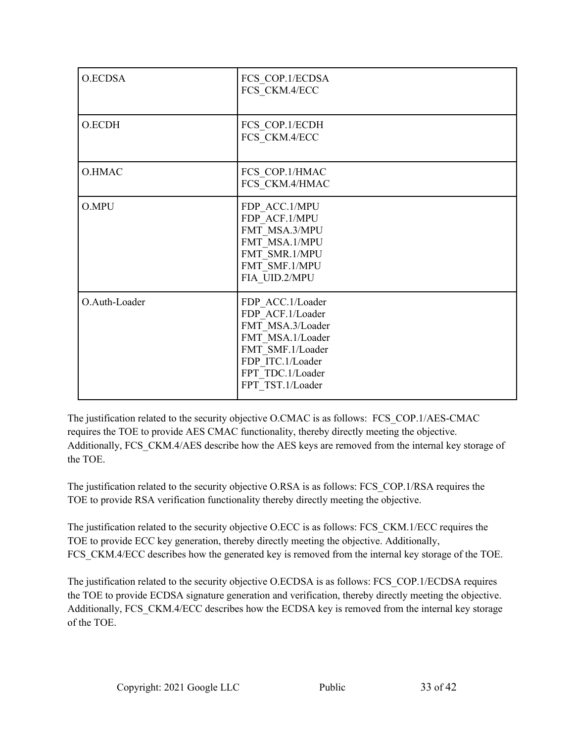| | |
|---|---|
| O.ECDSA | FCS_COP.1/ECDSA<br>FCS_CKM.4/ECC |
| O.ECDH | FCS_COP.1/ECDH<br>FCS_CKM.4/ECC |
| O.HMAC | FCS_COP.1/HMAC<br>FCS_CKM.4/HMAC |
| O.MPU | FDP_ACC.1/MPU<br>FDP_ACF.1/MPU<br>FMT_MSA.3/MPU<br>FMT_MSA.1/MPU<br>FMT_SMR.1/MPU<br>FMT_SMF.1/MPU<br>FIA_UID.2/MPU |
| O.Auth-Loader | FDP_ACC.1/Loader<br>FDP_ACF.1/Loader<br>FMT_MSA.3/Loader<br>FMT_MSA.1/Loader<br>FMT_SMF.1/Loader<br>FDP_ITC.1/Loader<br>FPT_TDC.1/Loader<br>FPT_TST.1/Loader |

The justification related to the security objective O.CMAC is as follows: FCS_COP.1/AES-CMAC requires the TOE to provide AES CMAC functionality, thereby directly meeting the objective. Additionally, FCS_CKM.4/AES describe how the AES keys are removed from the internal key storage of the TOE.

The justification related to the security objective O.RSA is as follows: FCS_COP.1/RSA requires the TOE to provide RSA verification functionality thereby directly meeting the objective.

The justification related to the security objective O.ECC is as follows: FCS_CKM.1/ECC requires the TOE to provide ECC key generation, thereby directly meeting the objective. Additionally, FCS_CKM.4/ECC describes how the generated key is removed from the internal key storage of the TOE.

The justification related to the security objective O.ECDSA is as follows: FCS_COP.1/ECDSA requires the TOE to provide ECDSA signature generation and verification, thereby directly meeting the objective. Additionally, FCS_CKM.4/ECC describes how the ECDSA key is removed from the internal key storage of the TOE.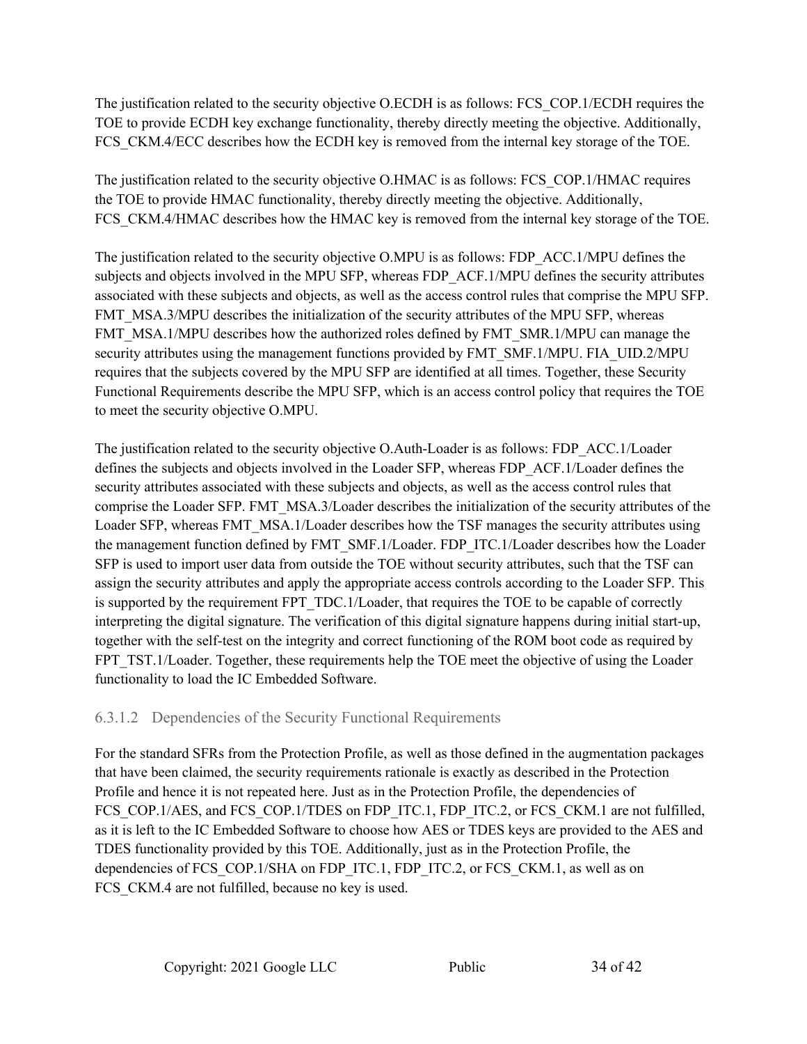The justification related to the security objective O.ECDH is as follows: FCS_COP.1/ECDH requires the TOE to provide ECDH key exchange functionality, thereby directly meeting the objective. Additionally, FCS_CKM.4/ECC describes how the ECDH key is removed from the internal key storage of the TOE.

The justification related to the security objective O.HMAC is as follows: FCS_COP.1/HMAC requires the TOE to provide HMAC functionality, thereby directly meeting the objective. Additionally, FCS_CKM.4/HMAC describes how the HMAC key is removed from the internal key storage of the TOE.

The justification related to the security objective O.MPU is as follows: FDP_ACC.1/MPU defines the subjects and objects involved in the MPU SFP, whereas FDP_ACF.1/MPU defines the security attributes associated with these subjects and objects, as well as the access control rules that comprise the MPU SFP. FMT_MSA.3/MPU describes the initialization of the security attributes of the MPU SFP, whereas FMT_MSA.1/MPU describes how the authorized roles defined by FMT_SMR.1/MPU can manage the security attributes using the management functions provided by FMT_SMF.1/MPU. FIA_UID.2/MPU requires that the subjects covered by the MPU SFP are identified at all times. Together, these Security Functional Requirements describe the MPU SFP, which is an access control policy that requires the TOE to meet the security objective O.MPU.

The justification related to the security objective O.Auth-Loader is as follows: FDP_ACC.1/Loader defines the subjects and objects involved in the Loader SFP, whereas FDP_ACF.1/Loader defines the security attributes associated with these subjects and objects, as well as the access control rules that comprise the Loader SFP. FMT_MSA.3/Loader describes the initialization of the security attributes of the Loader SFP, whereas FMT_MSA.1/Loader describes how the TSF manages the security attributes using the management function defined by FMT_SMF.1/Loader. FDP_ITC.1/Loader describes how the Loader SFP is used to import user data from outside the TOE without security attributes, such that the TSF can assign the security attributes and apply the appropriate access controls according to the Loader SFP. This is supported by the requirement FPT_TDC.1/Loader, that requires the TOE to be capable of correctly interpreting the digital signature. The verification of this digital signature happens during initial start-up, together with the self-test on the integrity and correct functioning of the ROM boot code as required by FPT_TST.1/Loader. Together, these requirements help the TOE meet the objective of using the Loader functionality to load the IC Embedded Software.

#### 6.3.1.2 Dependencies of the Security Functional Requirements

For the standard SFRs from the Protection Profile, as well as those defined in the augmentation packages that have been claimed, the security requirements rationale is exactly as described in the Protection Profile and hence it is not repeated here. Just as in the Protection Profile, the dependencies of FCS_COP.1/AES, and FCS_COP.1/TDES on FDP_ITC.1, FDP_ITC.2, or FCS_CKM.1 are not fulfilled, as it is left to the IC Embedded Software to choose how AES or TDES keys are provided to the AES and TDES functionality provided by this TOE. Additionally, just as in the Protection Profile, the dependencies of FCS_COP.1/SHA on FDP_ITC.1, FDP_ITC.2, or FCS_CKM.1, as well as on FCS_CKM.4 are not fulfilled, because no key is used.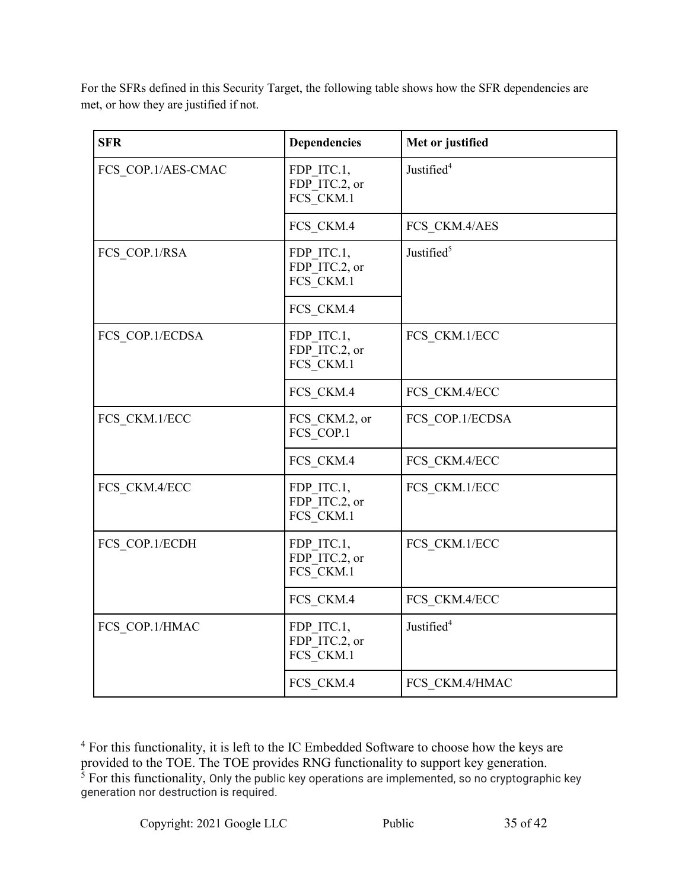For the SFRs defined in this Security Target, the following table shows how the SFR dependencies are met, or how they are justified if not.

| SFR | Dependencies | Met or justified |
|---|---|---|
| FCS_COP.1/AES-CMAC | FDP_ITC.1, FDP_ITC.2, or FCS_CKM.1 | Justified[4] |
| | FCS_CKM.4 | FCS_CKM.4/AES |
| FCS_COP.1/RSA | FDP_ITC.1, FDP_ITC.2, or FCS_CKM.1 | Justified[5] |
| | FCS_CKM.4 | |
| FCS_COP.1/ECDSA | FDP_ITC.1, FDP_ITC.2, or FCS_CKM.1 | FCS_CKM.1/ECC |
| | FCS_CKM.4 | FCS_CKM.4/ECC |
| FCS_CKM.1/ECC | FCS_CKM.2, or FCS_COP.1 | FCS_COP.1/ECDSA |
| | FCS_CKM.4 | FCS_CKM.4/ECC |
| FCS_CKM.4/ECC | FDP_ITC.1, FDP_ITC.2, or FCS_CKM.1 | FCS_CKM.1/ECC |
| FCS_COP.1/ECDH | FDP_ITC.1, FDP_ITC.2, or FCS_CKM.1 | FCS_CKM.1/ECC |
| | FCS_CKM.4 | FCS_CKM.4/ECC |
| FCS_COP.1/HMAC | FDP_ITC.1, FDP_ITC.2, or FCS_CKM.1 | Justified[4] |
| | FCS_CKM.4 | FCS_CKM.4/HMAC |

[4] For this functionality, it is left to the IC Embedded Software to choose how the keys are provided to the TOE. The TOE provides RNG functionality to support key generation.

[5] For this functionality, Only the public key operations are implemented, so no cryptographic key generation nor destruction is required.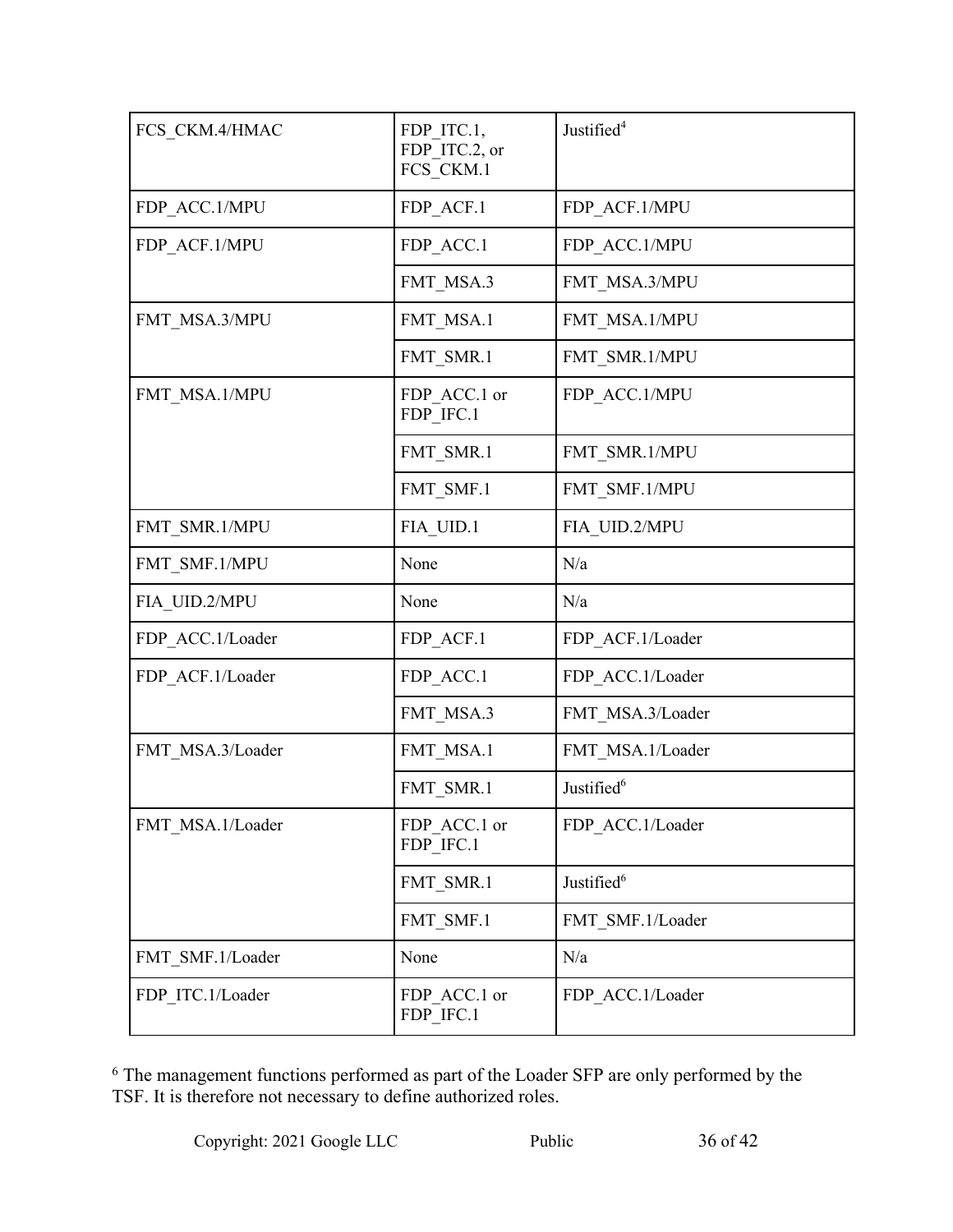| FCS_CKM.4/HMAC | FDP_ITC.1, FDP_ITC.2, or FCS_CKM.1 | Justified[4] |
|---|---|---|
| FDP_ACC.1/MPU | FDP_ACF.1 | FDP_ACF.1/MPU |
| FDP_ACF.1/MPU | FDP_ACC.1 | FDP_ACC.1/MPU |
| | FMT_MSA.3 | FMT_MSA.3/MPU |
| FMT_MSA.3/MPU | FMT_MSA.1 | FMT_MSA.1/MPU |
| | FMT_SMR.1 | FMT_SMR.1/MPU |
| FMT_MSA.1/MPU | FDP_ACC.1 or FDP_IFC.1 | FDP_ACC.1/MPU |
| | FMT_SMR.1 | FMT_SMR.1/MPU |
| | FMT_SMF.1 | FMT_SMF.1/MPU |
| FMT_SMR.1/MPU | FIA_UID.1 | FIA_UID.2/MPU |
| FMT_SMF.1/MPU | None | N/a |
| FIA_UID.2/MPU | None | N/a |
| FDP_ACC.1/Loader | FDP_ACF.1 | FDP_ACF.1/Loader |
| FDP_ACF.1/Loader | FDP_ACC.1 | FDP_ACC.1/Loader |
| | FMT_MSA.3 | FMT_MSA.3/Loader |
| FMT_MSA.3/Loader | FMT_MSA.1 | FMT_MSA.1/Loader |
| | FMT_SMR.1 | Justified[6] |
| FMT_MSA.1/Loader | FDP_ACC.1 or FDP_IFC.1 | FDP_ACC.1/Loader |
| | FMT_SMR.1 | Justified[6] |
| | FMT_SMF.1 | FMT_SMF.1/Loader |
| FMT_SMF.1/Loader | None | N/a |
| FDP_ITC.1/Loader | FDP_ACC.1 or FDP_IFC.1 | FDP_ACC.1/Loader |

[6] The management functions performed as part of the Loader SFP are only performed by the TSF. It is therefore not necessary to define authorized roles.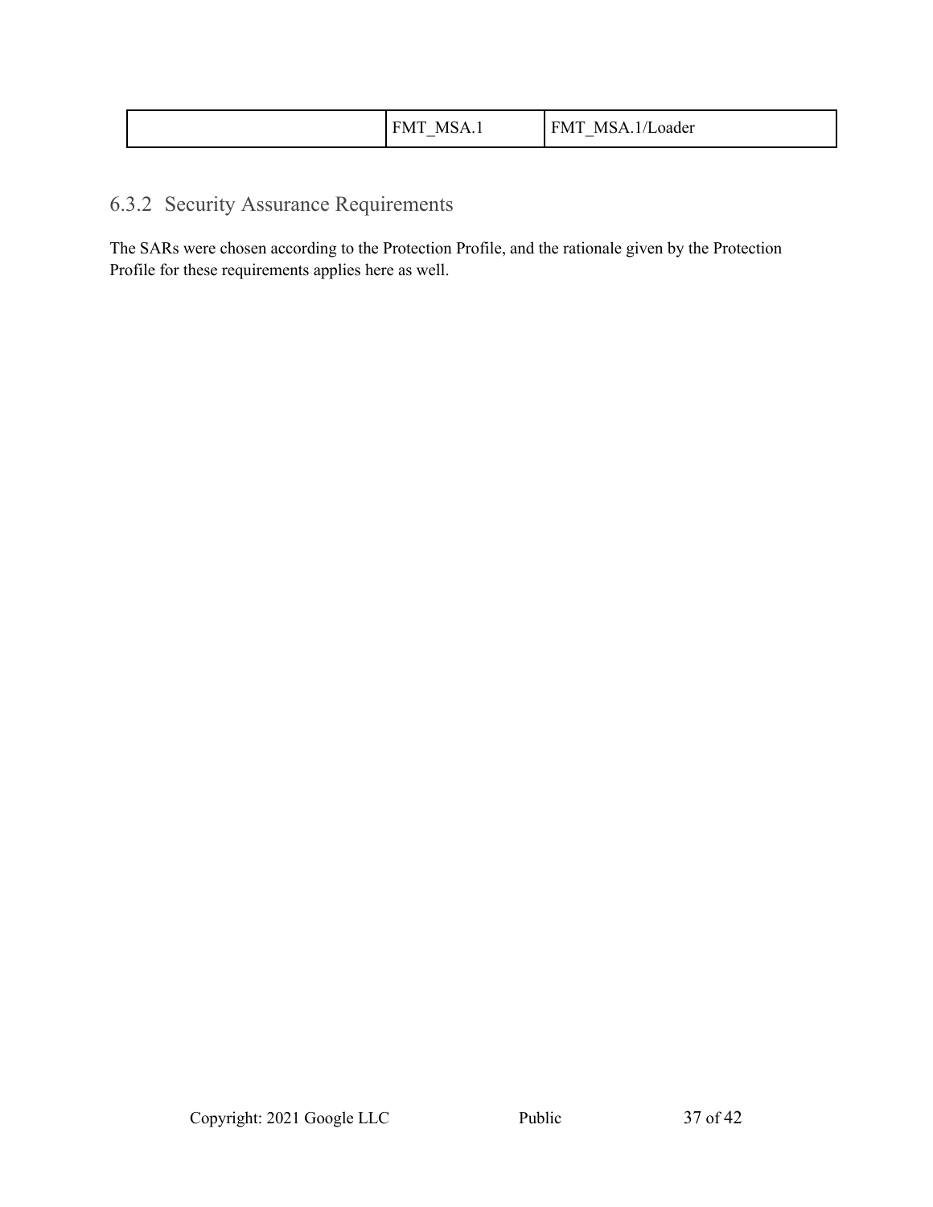| | FMT_MSA.1 | FMT_MSA.1/Loader |
|---|---|---|

### 6.3.2 Security Assurance Requirements

The SARs were chosen according to the Protection Profile, and the rationale given by the Protection Profile for these requirements applies here as well.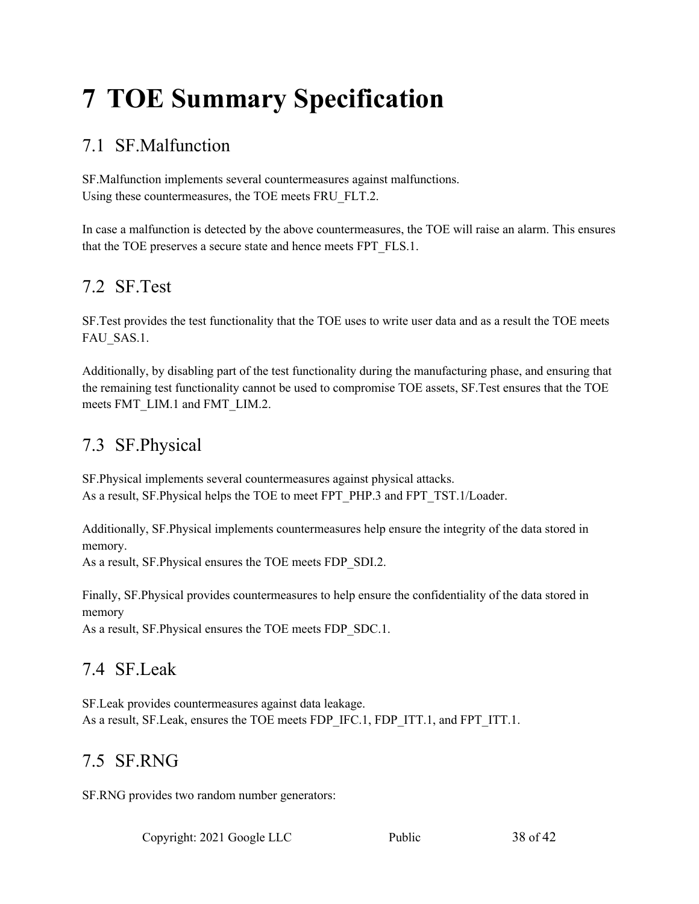# 7 TOE Summary Specification

## 7.1 SF.Malfunction

SF.Malfunction implements several countermeasures against malfunctions.
Using these countermeasures, the TOE meets FRU_FLT.2.

In case a malfunction is detected by the above countermeasures, the TOE will raise an alarm. This ensures that the TOE preserves a secure state and hence meets FPT_FLS.1.

## 7.2 SF.Test

SF.Test provides the test functionality that the TOE uses to write user data and as a result the TOE meets FAU_SAS.1.

Additionally, by disabling part of the test functionality during the manufacturing phase, and ensuring that the remaining test functionality cannot be used to compromise TOE assets, SF.Test ensures that the TOE meets FMT_LIM.1 and FMT_LIM.2.

## 7.3 SF.Physical

SF.Physical implements several countermeasures against physical attacks.
As a result, SF.Physical helps the TOE to meet FPT_PHP.3 and FPT_TST.1/Loader.

Additionally, SF.Physical implements countermeasures help ensure the integrity of the data stored in memory.
As a result, SF.Physical ensures the TOE meets FDP_SDI.2.

Finally, SF.Physical provides countermeasures to help ensure the confidentiality of the data stored in memory
As a result, SF.Physical ensures the TOE meets FDP_SDC.1.

## 7.4 SF.Leak

SF.Leak provides countermeasures against data leakage.
As a result, SF.Leak, ensures the TOE meets FDP_IFC.1, FDP_ITT.1, and FPT_ITT.1.

## 7.5 SF.RNG

SF.RNG provides two random number generators: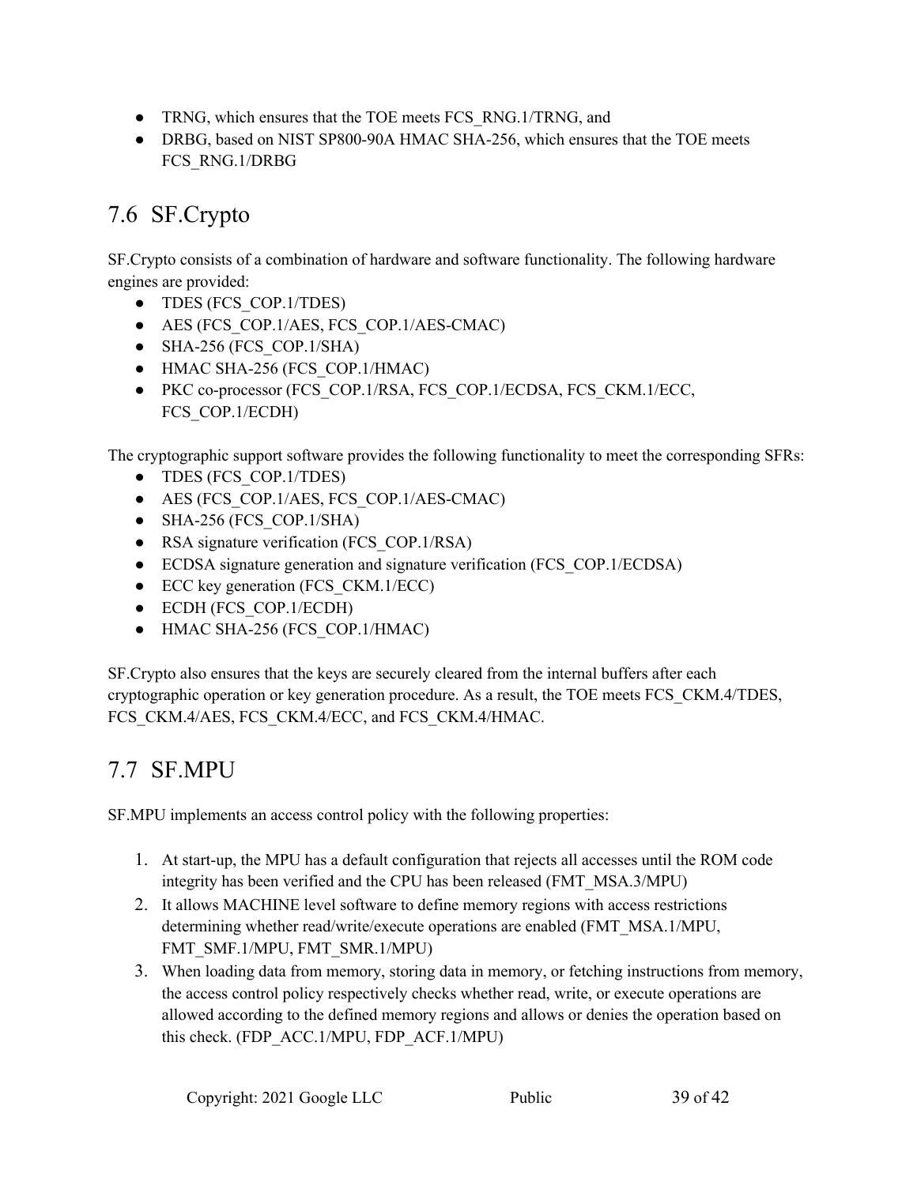- TRNG, which ensures that the TOE meets FCS_RNG.1/TRNG, and
- DRBG, based on NIST SP800-90A HMAC SHA-256, which ensures that the TOE meets FCS_RNG.1/DRBG

## 7.6 SF.Crypto

SF.Crypto consists of a combination of hardware and software functionality. The following hardware engines are provided:

- TDES (FCS_COP.1/TDES)
- AES (FCS_COP.1/AES, FCS_COP.1/AES-CMAC)
- SHA-256 (FCS_COP.1/SHA)
- HMAC SHA-256 (FCS_COP.1/HMAC)
- PKC co-processor (FCS_COP.1/RSA, FCS_COP.1/ECDSA, FCS_CKM.1/ECC, FCS_COP.1/ECDH)

The cryptographic support software provides the following functionality to meet the corresponding SFRs:

- TDES (FCS_COP.1/TDES)
- AES (FCS_COP.1/AES, FCS_COP.1/AES-CMAC)
- SHA-256 (FCS_COP.1/SHA)
- RSA signature verification (FCS_COP.1/RSA)
- ECDSA signature generation and signature verification (FCS_COP.1/ECDSA)
- ECC key generation (FCS_CKM.1/ECC)
- ECDH (FCS_COP.1/ECDH)
- HMAC SHA-256 (FCS_COP.1/HMAC)

SF.Crypto also ensures that the keys are securely cleared from the internal buffers after each cryptographic operation or key generation procedure. As a result, the TOE meets FCS_CKM.4/TDES, FCS_CKM.4/AES, FCS_CKM.4/ECC, and FCS_CKM.4/HMAC.

## 7.7 SF.MPU

SF.MPU implements an access control policy with the following properties:

1. At start-up, the MPU has a default configuration that rejects all accesses until the ROM code integrity has been verified and the CPU has been released (FMT_MSA.3/MPU)
2. It allows MACHINE level software to define memory regions with access restrictions determining whether read/write/execute operations are enabled (FMT_MSA.1/MPU, FMT_SMF.1/MPU, FMT_SMR.1/MPU)
3. When loading data from memory, storing data in memory, or fetching instructions from memory, the access control policy respectively checks whether read, write, or execute operations are allowed according to the defined memory regions and allows or denies the operation based on this check. (FDP_ACC.1/MPU, FDP_ACF.1/MPU)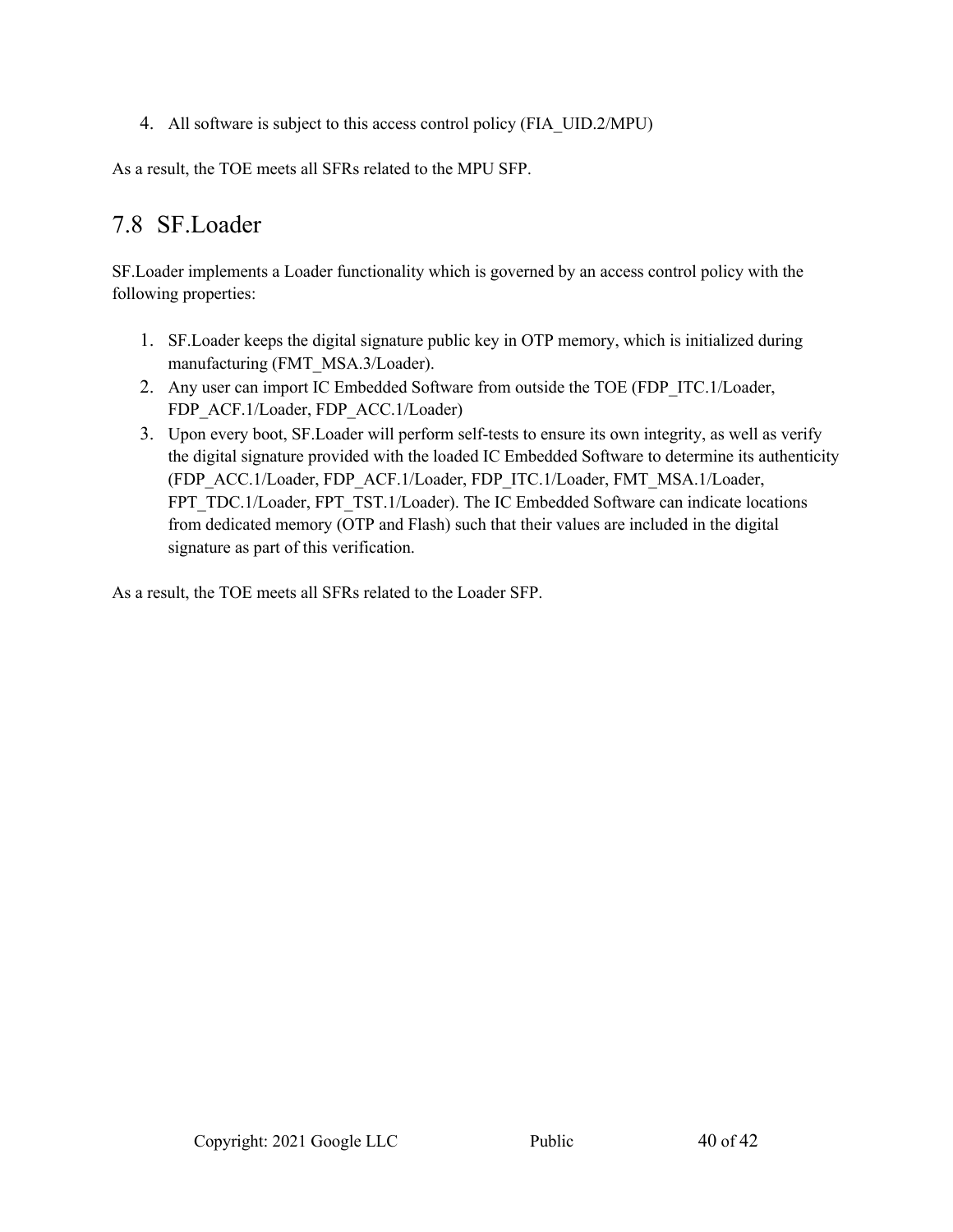4. All software is subject to this access control policy (FIA_UID.2/MPU)

As a result, the TOE meets all SFRs related to the MPU SFP.

## 7.8 SF.Loader

SF.Loader implements a Loader functionality which is governed by an access control policy with the following properties:

1. SF.Loader keeps the digital signature public key in OTP memory, which is initialized during manufacturing (FMT_MSA.3/Loader).
2. Any user can import IC Embedded Software from outside the TOE (FDP_ITC.1/Loader, FDP_ACF.1/Loader, FDP_ACC.1/Loader)
3. Upon every boot, SF.Loader will perform self-tests to ensure its own integrity, as well as verify the digital signature provided with the loaded IC Embedded Software to determine its authenticity (FDP_ACC.1/Loader, FDP_ACF.1/Loader, FDP_ITC.1/Loader, FMT_MSA.1/Loader, FPT_TDC.1/Loader, FPT_TST.1/Loader). The IC Embedded Software can indicate locations from dedicated memory (OTP and Flash) such that their values are included in the digital signature as part of this verification.

As a result, the TOE meets all SFRs related to the Loader SFP.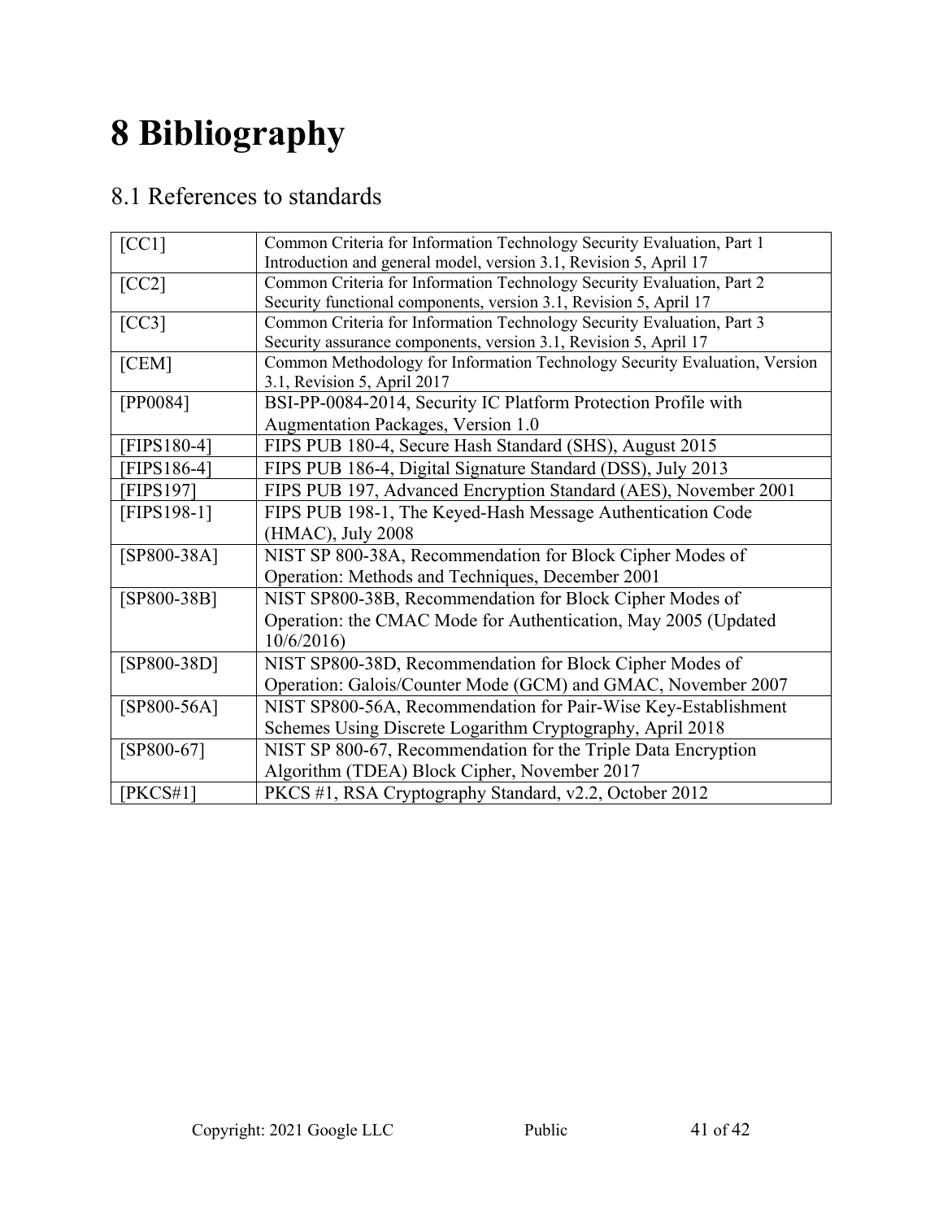# 8 Bibliography

## 8.1 References to standards

| | |
|---|---|
| [CC1] | Common Criteria for Information Technology Security Evaluation, Part 1 Introduction and general model, version 3.1, Revision 5, April 17 |
| [CC2] | Common Criteria for Information Technology Security Evaluation, Part 2 Security functional components, version 3.1, Revision 5, April 17 |
| [CC3] | Common Criteria for Information Technology Security Evaluation, Part 3 Security assurance components, version 3.1, Revision 5, April 17 |
| [CEM] | Common Methodology for Information Technology Security Evaluation, Version 3.1, Revision 5, April 2017 |
| [PP0084] | BSI-PP-0084-2014, Security IC Platform Protection Profile with Augmentation Packages, Version 1.0 |
| [FIPS180-4] | FIPS PUB 180-4, Secure Hash Standard (SHS), August 2015 |
| [FIPS186-4] | FIPS PUB 186-4, Digital Signature Standard (DSS), July 2013 |
| [FIPS197] | FIPS PUB 197, Advanced Encryption Standard (AES), November 2001 |
| [FIPS198-1] | FIPS PUB 198-1, The Keyed-Hash Message Authentication Code (HMAC), July 2008 |
| [SP800-38A] | NIST SP 800-38A, Recommendation for Block Cipher Modes of Operation: Methods and Techniques, December 2001 |
| [SP800-38B] | NIST SP800-38B, Recommendation for Block Cipher Modes of Operation: the CMAC Mode for Authentication, May 2005 (Updated 10/6/2016) |
| [SP800-38D] | NIST SP800-38D, Recommendation for Block Cipher Modes of Operation: Galois/Counter Mode (GCM) and GMAC, November 2007 |
| [SP800-56A] | NIST SP800-56A, Recommendation for Pair-Wise Key-Establishment Schemes Using Discrete Logarithm Cryptography, April 2018 |
| [SP800-67] | NIST SP 800-67, Recommendation for the Triple Data Encryption Algorithm (TDEA) Block Cipher, November 2017 |
| [PKCS#1] | PKCS #1, RSA Cryptography Standard, v2.2, October 2012 |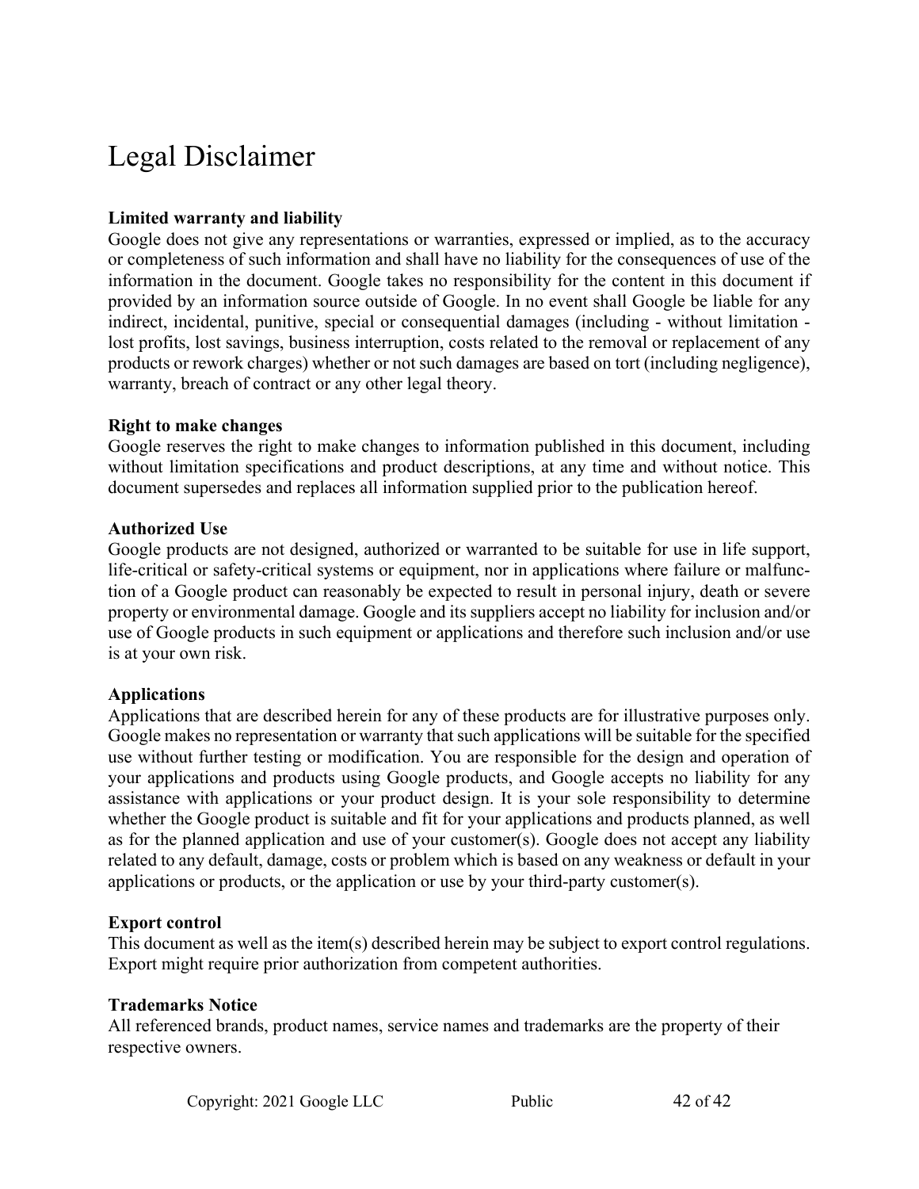# Legal Disclaimer

**Limited warranty and liability**
Google does not give any representations or warranties, expressed or implied, as to the accuracy or completeness of such information and shall have no liability for the consequences of use of the information in the document. Google takes no responsibility for the content in this document if provided by an information source outside of Google. In no event shall Google be liable for any indirect, incidental, punitive, special or consequential damages (including - without limitation - lost profits, lost savings, business interruption, costs related to the removal or replacement of any products or rework charges) whether or not such damages are based on tort (including negligence), warranty, breach of contract or any other legal theory.

**Right to make changes**
Google reserves the right to make changes to information published in this document, including without limitation specifications and product descriptions, at any time and without notice. This document supersedes and replaces all information supplied prior to the publication hereof.

**Authorized Use**
Google products are not designed, authorized or warranted to be suitable for use in life support, life-critical or safety-critical systems or equipment, nor in applications where failure or malfunction of a Google product can reasonably be expected to result in personal injury, death or severe property or environmental damage. Google and its suppliers accept no liability for inclusion and/or use of Google products in such equipment or applications and therefore such inclusion and/or use is at your own risk.

**Applications**
Applications that are described herein for any of these products are for illustrative purposes only. Google makes no representation or warranty that such applications will be suitable for the specified use without further testing or modification. You are responsible for the design and operation of your applications and products using Google products, and Google accepts no liability for any assistance with applications or your product design. It is your sole responsibility to determine whether the Google product is suitable and fit for your applications and products planned, as well as for the planned application and use of your customer(s). Google does not accept any liability related to any default, damage, costs or problem which is based on any weakness or default in your applications or products, or the application or use by your third-party customer(s).

**Export control**
This document as well as the item(s) described herein may be subject to export control regulations. Export might require prior authorization from competent authorities.

**Trademarks Notice**
All referenced brands, product names, service names and trademarks are the property of their respective owners.